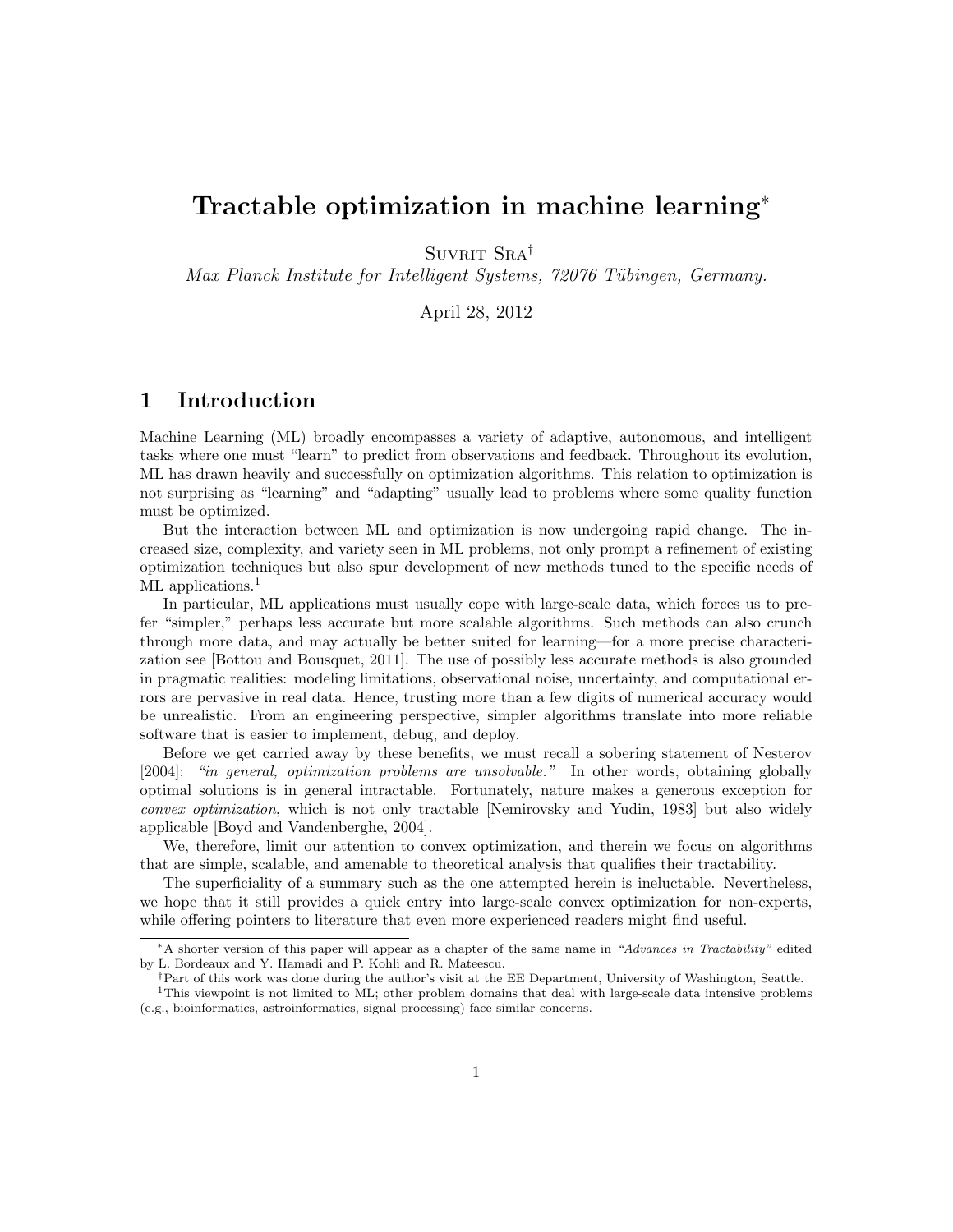# Tractable optimization in machine learning[*]

Suvrit Sra[†]

*Max Planck Institute for Intelligent Systems, 72076 Tübingen, Germany.*

April 28, 2012

## 1 Introduction

Machine Learning (ML) broadly encompasses a variety of adaptive, autonomous, and intelligent tasks where one must "learn" to predict from observations and feedback. Throughout its evolution, ML has drawn heavily and successfully on optimization algorithms. This relation to optimization is not surprising as "learning" and "adapting" usually lead to problems where some quality function must be optimized.

But the interaction between ML and optimization is now undergoing rapid change. The increased size, complexity, and variety seen in ML problems, not only prompt a refinement of existing optimization techniques but also spur development of new methods tuned to the specific needs of ML applications.[1]

In particular, ML applications must usually cope with large-scale data, which forces us to prefer "simpler," perhaps less accurate but more scalable algorithms. Such methods can also crunch through more data, and may actually be better suited for learning—for a more precise characterization see [Bottou and Bousquet, 2011]. The use of possibly less accurate methods is also grounded in pragmatic realities: modeling limitations, observational noise, uncertainty, and computational errors are pervasive in real data. Hence, trusting more than a few digits of numerical accuracy would be unrealistic. From an engineering perspective, simpler algorithms translate into more reliable software that is easier to implement, debug, and deploy.

Before we get carried away by these benefits, we must recall a sobering statement of Nesterov [2004]: *"in general, optimization problems are unsolvable."* In other words, obtaining globally optimal solutions is in general intractable. Fortunately, nature makes a generous exception for *convex optimization*, which is not only tractable [Nemirovsky and Yudin, 1983] but also widely applicable [Boyd and Vandenberghe, 2004].

We, therefore, limit our attention to convex optimization, and therein we focus on algorithms that are simple, scalable, and amenable to theoretical analysis that qualifies their tractability.

The superficiality of a summary such as the one attempted herein is ineluctable. Nevertheless, we hope that it still provides a quick entry into large-scale convex optimization for non-experts, while offering pointers to literature that even more experienced readers might find useful.

---

[*] A shorter version of this paper will appear as a chapter of the same name in *"Advances in Tractability"* edited by L. Bordeaux and Y. Hamadi and P. Kohli and R. Mateescu.

[†] Part of this work was done during the author's visit at the EE Department, University of Washington, Seattle.

[1] This viewpoint is not limited to ML; other problem domains that deal with large-scale data intensive problems (e.g., bioinformatics, astroinformatics, signal processing) face similar concerns.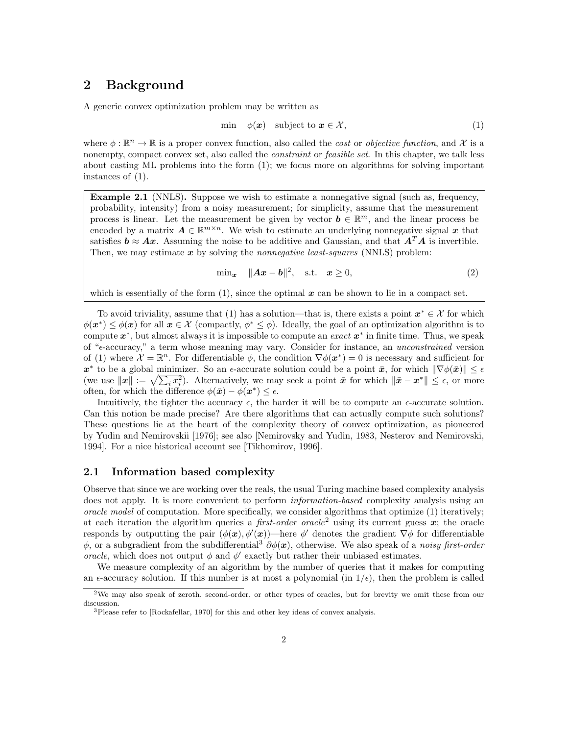## 2 Background

A generic convex optimization problem may be written as

$$\min \quad \phi(\boldsymbol{x}) \quad \text{subject to } \boldsymbol{x} \in \mathcal{X}, \tag{1}$$

where $\phi : \mathbb{R}^n \to \mathbb{R}$ is a proper convex function, also called the *cost* or *objective function*, and $\mathcal{X}$ is a nonempty, compact convex set, also called the *constraint* or *feasible set*. In this chapter, we talk less about casting ML problems into the form (1); we focus more on algorithms for solving important instances of (1).

> **Example 2.1** (NNLS)**.** Suppose we wish to estimate a nonnegative signal (such as, frequency, probability, intensity) from a noisy measurement; for simplicity, assume that the measurement process is linear. Let the measurement be given by vector $\boldsymbol{b} \in \mathbb{R}^m$, and the linear process be encoded by a matrix $\boldsymbol{A} \in \mathbb{R}^{m \times n}$. We wish to estimate an underlying nonnegative signal $\boldsymbol{x}$ that satisfies $\boldsymbol{b} \approx \boldsymbol{A}\boldsymbol{x}$. Assuming the noise to be additive and Gaussian, and that $\boldsymbol{A}^T\boldsymbol{A}$ is invertible. Then, we may estimate $\boldsymbol{x}$ by solving the *nonnegative least-squares* (NNLS) problem:
>
> $$\min_{\boldsymbol{x}} \quad \|\boldsymbol{A}\boldsymbol{x} - \boldsymbol{b}\|^2, \quad \text{s.t.} \quad \boldsymbol{x} \geq 0, \tag{2}$$
>
> which is essentially of the form (1), since the optimal $\boldsymbol{x}$ can be shown to lie in a compact set.

To avoid triviality, assume that (1) has a solution—that is, there exists a point $\boldsymbol{x}^* \in \mathcal{X}$ for which $\phi(\boldsymbol{x}^*) \leq \phi(\boldsymbol{x})$ for all $\boldsymbol{x} \in \mathcal{X}$ (compactly, $\phi^* \leq \phi$). Ideally, the goal of an optimization algorithm is to compute $\boldsymbol{x}^*$, but almost always it is impossible to compute an *exact* $\boldsymbol{x}^*$ in finite time. Thus, we speak of "$\epsilon$-accuracy," a term whose meaning may vary. Consider for instance, an *unconstrained* version of (1) where $\mathcal{X} = \mathbb{R}^n$. For differentiable $\phi$, the condition $\nabla\phi(\boldsymbol{x}^*) = 0$ is necessary and sufficient for $\boldsymbol{x}^*$ to be a global minimizer. So an $\epsilon$-accurate solution could be a point $\bar{\boldsymbol{x}}$, for which $\|\nabla\phi(\bar{\boldsymbol{x}})\| \leq \epsilon$ (we use $\|\boldsymbol{x}\| := \sqrt{\sum_i x_i^2}$). Alternatively, we may seek a point $\bar{\boldsymbol{x}}$ for which $\|\bar{\boldsymbol{x}} - \boldsymbol{x}^*\| \leq \epsilon$, or more often, for which the difference $\phi(\bar{\boldsymbol{x}}) - \phi(\boldsymbol{x}^*) \leq \epsilon$.

Intuitively, the tighter the accuracy $\epsilon$, the harder it will be to compute an $\epsilon$-accurate solution. Can this notion be made precise? Are there algorithms that can actually compute such solutions? These questions lie at the heart of the complexity theory of convex optimization, as pioneered by Yudin and Nemirovskii [1976]; see also [Nemirovsky and Yudin, 1983, Nesterov and Nemirovski, 1994]. For a nice historical account see [Tikhomirov, 1996].

### 2.1 Information based complexity

Observe that since we are working over the reals, the usual Turing machine based complexity analysis does not apply. It is more convenient to perform *information-based* complexity analysis using an *oracle model* of computation. More specifically, we consider algorithms that optimize (1) iteratively; at each iteration the algorithm queries a *first-order oracle*[2] using its current guess $\boldsymbol{x}$; the oracle responds by outputting the pair $(\phi(\boldsymbol{x}), \phi'(\boldsymbol{x}))$—here $\phi'$ denotes the gradient $\nabla\phi$ for differentiable $\phi$, or a subgradient from the subdifferential[3] $\partial\phi(\boldsymbol{x})$, otherwise. We also speak of a *noisy first-order oracle*, which does not output $\phi$ and $\phi'$ exactly but rather their unbiased estimates.

We measure complexity of an algorithm by the number of queries that it makes for computing an $\epsilon$-accuracy solution. If this number is at most a polynomial (in $1/\epsilon$), then the problem is called

[2] We may also speak of zeroth, second-order, or other types of oracles, but for brevity we omit these from our discussion.

[3] Please refer to [Rockafellar, 1970] for this and other key ideas of convex analysis.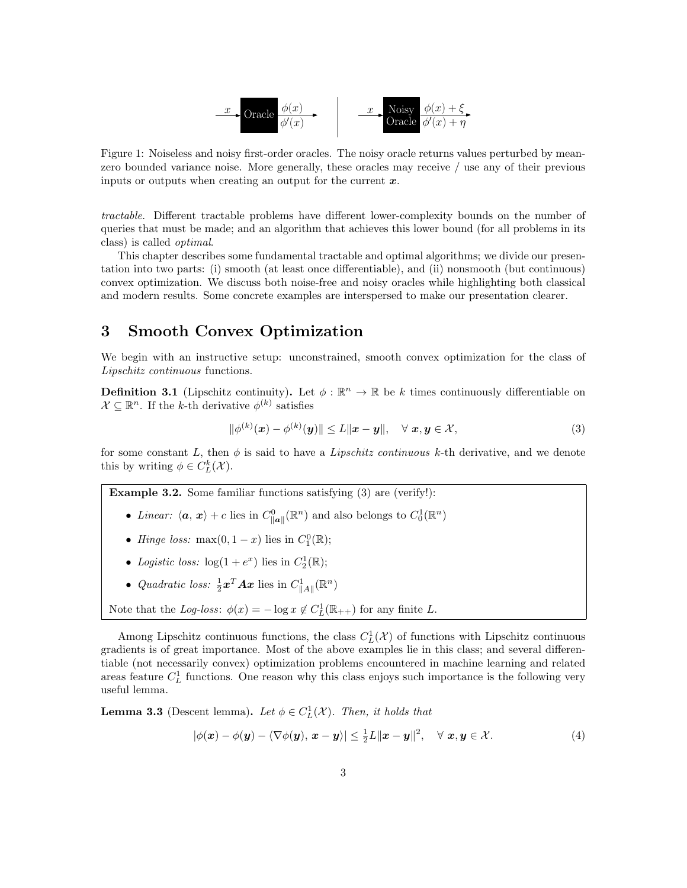Figure 1: Noiseless and noisy first-order oracles. The noisy oracle returns values perturbed by mean-zero bounded variance noise. More generally, these oracles may receive / use any of their previous inputs or outputs when creating an output for the current $\boldsymbol{x}$.

*tractable*. Different tractable problems have different lower-complexity bounds on the number of queries that must be made; and an algorithm that achieves this lower bound (for all problems in its class) is called *optimal*.

This chapter describes some fundamental tractable and optimal algorithms; we divide our presentation into two parts: (i) smooth (at least once differentiable), and (ii) nonsmooth (but continuous) convex optimization. We discuss both noise-free and noisy oracles while highlighting both classical and modern results. Some concrete examples are interspersed to make our presentation clearer.

# 3 Smooth Convex Optimization

We begin with an instructive setup: unconstrained, smooth convex optimization for the class of *Lipschitz continuous* functions.

**Definition 3.1** (Lipschitz continuity)**.** Let $\phi : \mathbb{R}^n \to \mathbb{R}$ be $k$ times continuously differentiable on $\mathcal{X} \subseteq \mathbb{R}^n$. If the $k$-th derivative $\phi^{(k)}$ satisfies

$$\|\phi^{(k)}(\boldsymbol{x}) - \phi^{(k)}(\boldsymbol{y})\| \le L\|\boldsymbol{x} - \boldsymbol{y}\|, \quad \forall\, \boldsymbol{x}, \boldsymbol{y} \in \mathcal{X}, \tag{3}$$

for some constant $L$, then $\phi$ is said to have a *Lipschitz continuous* $k$-th derivative, and we denote this by writing $\phi \in C_L^k(\mathcal{X})$.

**Example 3.2.** Some familiar functions satisfying (3) are (verify!):

- *Linear:* $\langle \boldsymbol{a}, \boldsymbol{x}\rangle + c$ lies in $C^0_{\|\boldsymbol{a}\|}(\mathbb{R}^n)$ and also belongs to $C^1_0(\mathbb{R}^n)$
- *Hinge loss:* $\max(0, 1 - x)$ lies in $C^0_1(\mathbb{R})$;
- *Logistic loss:* $\log(1 + e^x)$ lies in $C^1_2(\mathbb{R})$;
- *Quadratic loss:* $\frac{1}{2}\boldsymbol{x}^T\boldsymbol{A}\boldsymbol{x}$ lies in $C^1_{\|A\|}(\mathbb{R}^n)$

Note that the *Log-loss*: $\phi(x) = -\log x \notin C^1_L(\mathbb{R}_{++})$ for any finite $L$.

Among Lipschitz continuous functions, the class $C^1_L(\mathcal{X})$ of functions with Lipschitz continuous gradients is of great importance. Most of the above examples lie in this class; and several differentiable (not necessarily convex) optimization problems encountered in machine learning and related areas feature $C^1_L$ functions. One reason why this class enjoys such importance is the following very useful lemma.

**Lemma 3.3** (Descent lemma)**.** *Let $\phi \in C^1_L(\mathcal{X})$. Then, it holds that*

$$|\phi(\boldsymbol{x}) - \phi(\boldsymbol{y}) - \langle \nabla\phi(\boldsymbol{y}), \boldsymbol{x} - \boldsymbol{y}\rangle| \le \tfrac{1}{2}L\|\boldsymbol{x} - \boldsymbol{y}\|^2, \quad \forall\, \boldsymbol{x}, \boldsymbol{y} \in \mathcal{X}. \tag{4}$$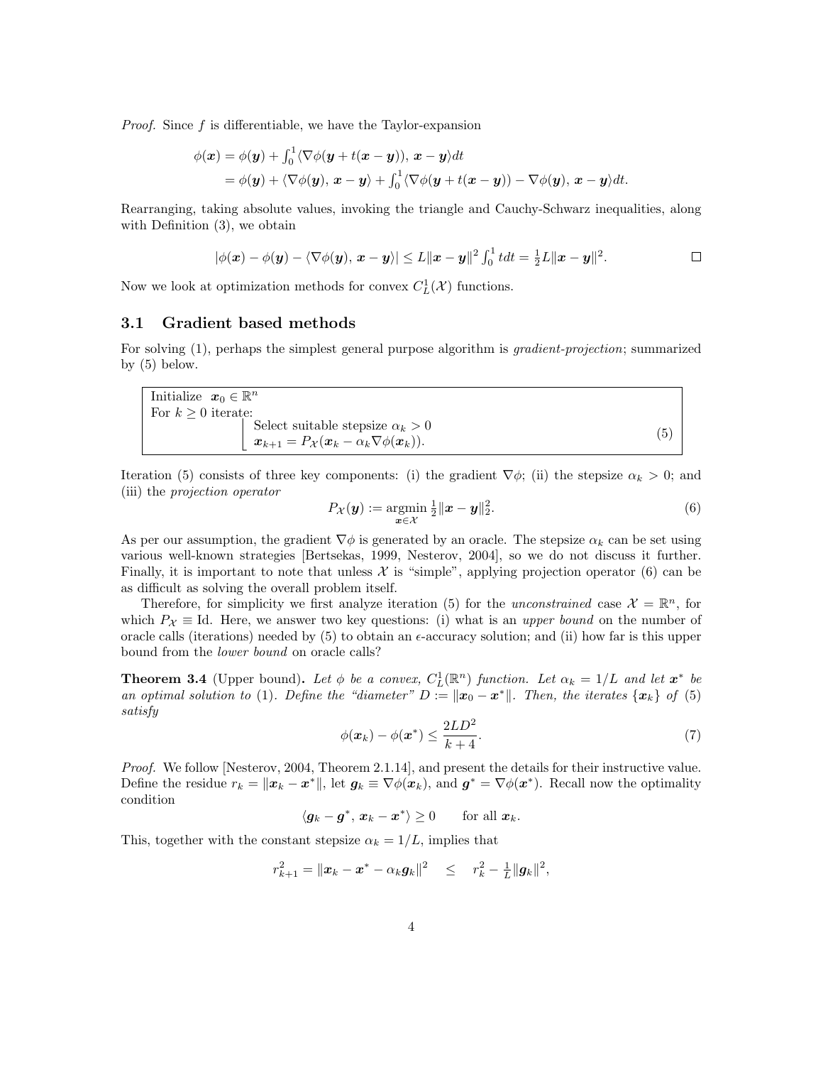*Proof.* Since $f$ is differentiable, we have the Taylor-expansion

$$\begin{aligned}\phi(\boldsymbol{x}) &= \phi(\boldsymbol{y}) + \int_0^1 \langle \nabla\phi(\boldsymbol{y} + t(\boldsymbol{x} - \boldsymbol{y})),\, \boldsymbol{x} - \boldsymbol{y}\rangle dt \\ &= \phi(\boldsymbol{y}) + \langle \nabla\phi(\boldsymbol{y}),\, \boldsymbol{x} - \boldsymbol{y}\rangle + \int_0^1 \langle \nabla\phi(\boldsymbol{y} + t(\boldsymbol{x} - \boldsymbol{y})) - \nabla\phi(\boldsymbol{y}),\, \boldsymbol{x} - \boldsymbol{y}\rangle dt.\end{aligned}$$

Rearranging, taking absolute values, invoking the triangle and Cauchy-Schwarz inequalities, along with Definition (3), we obtain

$$|\phi(\boldsymbol{x}) - \phi(\boldsymbol{y}) - \langle \nabla\phi(\boldsymbol{y}),\, \boldsymbol{x} - \boldsymbol{y}\rangle| \leq L\|\boldsymbol{x} - \boldsymbol{y}\|^2 \int_0^1 t dt = \tfrac{1}{2}L\|\boldsymbol{x} - \boldsymbol{y}\|^2.$$

□

Now we look at optimization methods for convex $C_L^1(\mathcal{X})$ functions.

### 3.1 Gradient based methods

For solving (1), perhaps the simplest general purpose algorithm is *gradient-projection*; summarized by (5) below.

$$\begin{array}{l}\text{Initialize } \boldsymbol{x}_0 \in \mathbb{R}^n \\ \text{For } k \geq 0 \text{ iterate:} \\ \quad \left| \begin{array}{l}\text{Select suitable stepsize } \alpha_k > 0 \\ \boldsymbol{x}_{k+1} = P_{\mathcal{X}}(\boldsymbol{x}_k - \alpha_k \nabla\phi(\boldsymbol{x}_k)).\end{array}\right.\end{array} \tag{5}$$

Iteration (5) consists of three key components: (i) the gradient $\nabla\phi$; (ii) the stepsize $\alpha_k > 0$; and (iii) the *projection operator*

$$P_{\mathcal{X}}(\boldsymbol{y}) := \underset{\boldsymbol{x} \in \mathcal{X}}{\operatorname{argmin}}\ \tfrac{1}{2}\|\boldsymbol{x} - \boldsymbol{y}\|_2^2. \tag{6}$$

As per our assumption, the gradient $\nabla\phi$ is generated by an oracle. The stepsize $\alpha_k$ can be set using various well-known strategies [Bertsekas, 1999, Nesterov, 2004], so we do not discuss it further. Finally, it is important to note that unless $\mathcal{X}$ is "simple", applying projection operator (6) can be as difficult as solving the overall problem itself.

Therefore, for simplicity we first analyze iteration (5) for the *unconstrained* case $\mathcal{X} = \mathbb{R}^n$, for which $P_{\mathcal{X}} \equiv \mathrm{Id}$. Here, we answer two key questions: (i) what is an *upper bound* on the number of oracle calls (iterations) needed by (5) to obtain an $\epsilon$-accuracy solution; and (ii) how far is this upper bound from the *lower bound* on oracle calls?

**Theorem 3.4** (Upper bound)**.** *Let $\phi$ be a convex, $C_L^1(\mathbb{R}^n)$ function. Let $\alpha_k = 1/L$ and let $\boldsymbol{x}^*$ be an optimal solution to* (1)*. Define the "diameter" $D := \|\boldsymbol{x}_0 - \boldsymbol{x}^*\|$. Then, the iterates $\{\boldsymbol{x}_k\}$ of* (5) *satisfy*

$$\phi(\boldsymbol{x}_k) - \phi(\boldsymbol{x}^*) \leq \frac{2LD^2}{k+4}. \tag{7}$$

*Proof.* We follow [Nesterov, 2004, Theorem 2.1.14], and present the details for their instructive value. Define the residue $r_k = \|\boldsymbol{x}_k - \boldsymbol{x}^*\|$, let $\boldsymbol{g}_k \equiv \nabla\phi(\boldsymbol{x}_k)$, and $\boldsymbol{g}^* = \nabla\phi(\boldsymbol{x}^*)$. Recall now the optimality condition

$$\langle \boldsymbol{g}_k - \boldsymbol{g}^*,\, \boldsymbol{x}_k - \boldsymbol{x}^*\rangle \geq 0 \qquad \text{for all } \boldsymbol{x}_k.$$

This, together with the constant stepsize $\alpha_k = 1/L$, implies that

$$r_{k+1}^2 = \|\boldsymbol{x}_k - \boldsymbol{x}^* - \alpha_k \boldsymbol{g}_k\|^2 \quad \leq \quad r_k^2 - \tfrac{1}{L}\|\boldsymbol{g}_k\|^2,$$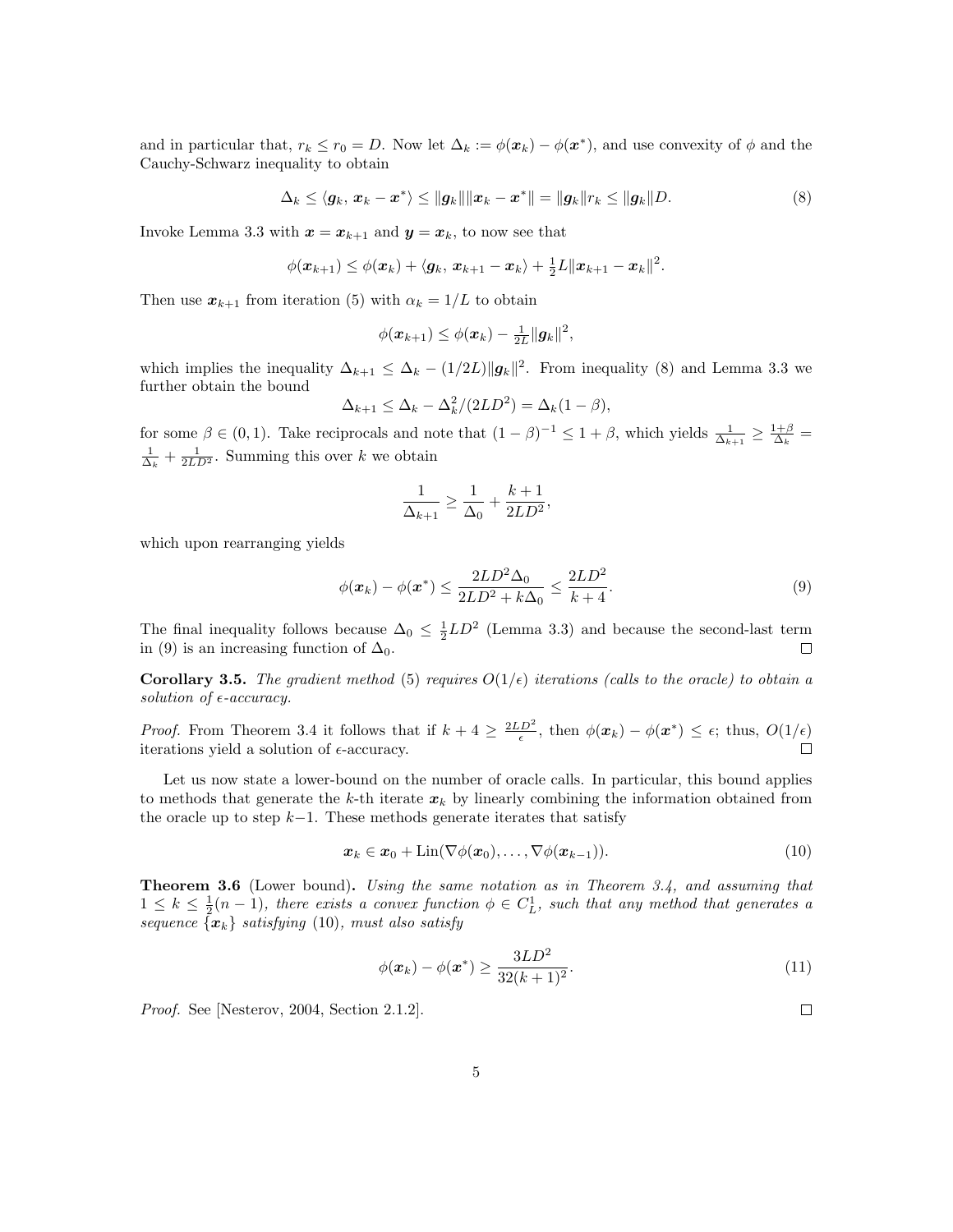and in particular that, $r_k \leq r_0 = D$. Now let $\Delta_k := \phi(\boldsymbol{x}_k) - \phi(\boldsymbol{x}^*)$, and use convexity of $\phi$ and the Cauchy-Schwarz inequality to obtain

$$\Delta_k \leq \langle \boldsymbol{g}_k,\, \boldsymbol{x}_k - \boldsymbol{x}^* \rangle \leq \|\boldsymbol{g}_k\| \|\boldsymbol{x}_k - \boldsymbol{x}^*\| = \|\boldsymbol{g}_k\| r_k \leq \|\boldsymbol{g}_k\| D. \tag{8}$$

Invoke Lemma 3.3 with $\boldsymbol{x} = \boldsymbol{x}_{k+1}$ and $\boldsymbol{y} = \boldsymbol{x}_k$, to now see that

$$\phi(\boldsymbol{x}_{k+1}) \leq \phi(\boldsymbol{x}_k) + \langle \boldsymbol{g}_k,\, \boldsymbol{x}_{k+1} - \boldsymbol{x}_k \rangle + \tfrac{1}{2} L \|\boldsymbol{x}_{k+1} - \boldsymbol{x}_k\|^2.$$

Then use $\boldsymbol{x}_{k+1}$ from iteration (5) with $\alpha_k = 1/L$ to obtain

$$\phi(\boldsymbol{x}_{k+1}) \leq \phi(\boldsymbol{x}_k) - \tfrac{1}{2L} \|\boldsymbol{g}_k\|^2,$$

which implies the inequality $\Delta_{k+1} \leq \Delta_k - (1/2L)\|\boldsymbol{g}_k\|^2$. From inequality (8) and Lemma 3.3 we further obtain the bound

$$\Delta_{k+1} \leq \Delta_k - \Delta_k^2/(2LD^2) = \Delta_k(1 - \beta),$$

for some $\beta \in (0, 1)$. Take reciprocals and note that $(1 - \beta)^{-1} \leq 1 + \beta$, which yields $\frac{1}{\Delta_{k+1}} \geq \frac{1+\beta}{\Delta_k} = \frac{1}{\Delta_k} + \frac{1}{2LD^2}$. Summing this over $k$ we obtain

$$\frac{1}{\Delta_{k+1}} \geq \frac{1}{\Delta_0} + \frac{k+1}{2LD^2},$$

which upon rearranging yields

$$\phi(\boldsymbol{x}_k) - \phi(\boldsymbol{x}^*) \leq \frac{2LD^2 \Delta_0}{2LD^2 + k\Delta_0} \leq \frac{2LD^2}{k+4}. \tag{9}$$

The final inequality follows because $\Delta_0 \leq \frac{1}{2} LD^2$ (Lemma 3.3) and because the second-last term in (9) is an increasing function of $\Delta_0$. $\square$

**Corollary 3.5.** *The gradient method* (5) *requires $O(1/\epsilon)$ iterations (calls to the oracle) to obtain a solution of $\epsilon$-accuracy.*

*Proof.* From Theorem 3.4 it follows that if $k + 4 \geq \frac{2LD^2}{\epsilon}$, then $\phi(\boldsymbol{x}_k) - \phi(\boldsymbol{x}^*) \leq \epsilon$; thus, $O(1/\epsilon)$ iterations yield a solution of $\epsilon$-accuracy. $\square$

Let us now state a lower-bound on the number of oracle calls. In particular, this bound applies to methods that generate the $k$-th iterate $\boldsymbol{x}_k$ by linearly combining the information obtained from the oracle up to step $k-1$. These methods generate iterates that satisfy

$$\boldsymbol{x}_k \in \boldsymbol{x}_0 + \mathrm{Lin}(\nabla\phi(\boldsymbol{x}_0), \ldots, \nabla\phi(\boldsymbol{x}_{k-1})). \tag{10}$$

**Theorem 3.6** (Lower bound)**.** *Using the same notation as in Theorem 3.4, and assuming that $1 \leq k \leq \frac{1}{2}(n-1)$, there exists a convex function $\phi \in C_L^1$, such that any method that generates a sequence $\{\boldsymbol{x}_k\}$ satisfying* (10)*, must also satisfy*

$$\phi(\boldsymbol{x}_k) - \phi(\boldsymbol{x}^*) \geq \frac{3LD^2}{32(k+1)^2}. \tag{11}$$

*Proof.* See [Nesterov, 2004, Section 2.1.2]. $\square$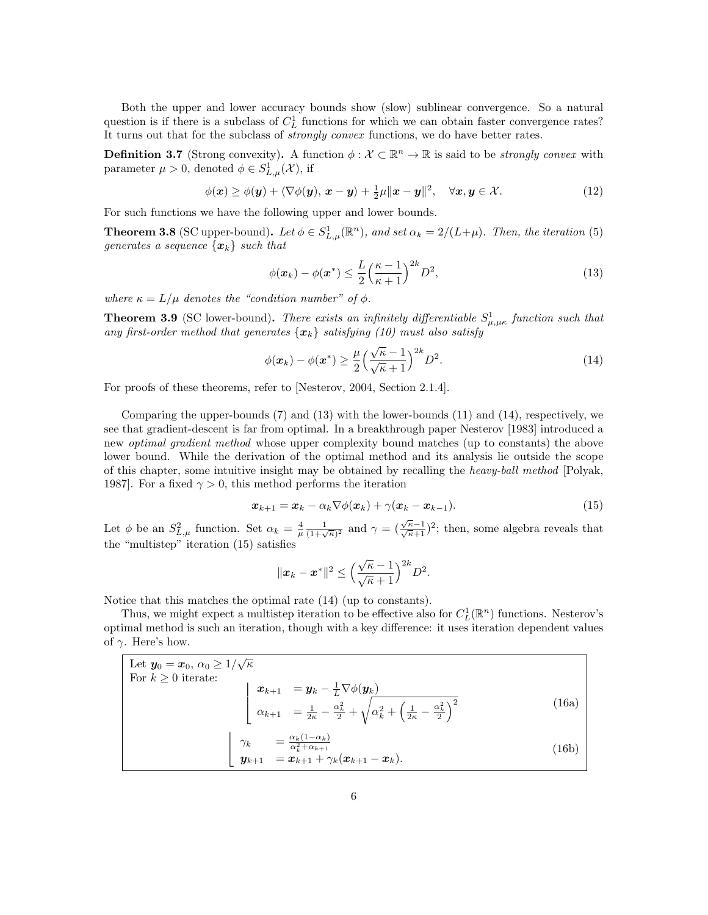Both the upper and lower accuracy bounds show (slow) sublinear convergence. So a natural question is if there is a subclass of $C_L^1$ functions for which we can obtain faster convergence rates? It turns out that for the subclass of *strongly convex* functions, we do have better rates.

**Definition 3.7** (Strong convexity)**.** A function $\phi : \mathcal{X} \subset \mathbb{R}^n \to \mathbb{R}$ is said to be *strongly convex* with parameter $\mu > 0$, denoted $\phi \in S_{L,\mu}^1(\mathcal{X})$, if

$$\phi(\boldsymbol{x}) \geq \phi(\boldsymbol{y}) + \langle \nabla\phi(\boldsymbol{y}),\, \boldsymbol{x} - \boldsymbol{y}\rangle + \tfrac{1}{2}\mu\|\boldsymbol{x} - \boldsymbol{y}\|^2, \quad \forall \boldsymbol{x}, \boldsymbol{y} \in \mathcal{X}. \tag{12}$$

For such functions we have the following upper and lower bounds.

**Theorem 3.8** (SC upper-bound)**.** *Let $\phi \in S_{L,\mu}^1(\mathbb{R}^n)$, and set $\alpha_k = 2/(L+\mu)$. Then, the iteration (5) generates a sequence $\{\boldsymbol{x}_k\}$ such that*

$$\phi(\boldsymbol{x}_k) - \phi(\boldsymbol{x}^*) \leq \frac{L}{2}\Big(\frac{\kappa - 1}{\kappa + 1}\Big)^{2k} D^2, \tag{13}$$

*where $\kappa = L/\mu$ denotes the "condition number" of $\phi$.*

**Theorem 3.9** (SC lower-bound)**.** *There exists an infinitely differentiable $S_{\mu,\mu\kappa}^1$ function such that any first-order method that generates $\{\boldsymbol{x}_k\}$ satisfying (10) must also satisfy*

$$\phi(\boldsymbol{x}_k) - \phi(\boldsymbol{x}^*) \geq \frac{\mu}{2}\Big(\frac{\sqrt{\kappa} - 1}{\sqrt{\kappa} + 1}\Big)^{2k} D^2. \tag{14}$$

For proofs of these theorems, refer to [Nesterov, 2004, Section 2.1.4].

Comparing the upper-bounds (7) and (13) with the lower-bounds (11) and (14), respectively, we see that gradient-descent is far from optimal. In a breakthrough paper Nesterov [1983] introduced a new *optimal gradient method* whose upper complexity bound matches (up to constants) the above lower bound. While the derivation of the optimal method and its analysis lie outside the scope of this chapter, some intuitive insight may be obtained by recalling the *heavy-ball method* [Polyak, 1987]. For a fixed $\gamma > 0$, this method performs the iteration

$$\boldsymbol{x}_{k+1} = \boldsymbol{x}_k - \alpha_k \nabla\phi(\boldsymbol{x}_k) + \gamma(\boldsymbol{x}_k - \boldsymbol{x}_{k-1}). \tag{15}$$

Let $\phi$ be an $S_{L,\mu}^2$ function. Set $\alpha_k = \frac{4}{\mu}\frac{1}{(1+\sqrt{\kappa})^2}$ and $\gamma = (\frac{\sqrt{\kappa}-1}{\sqrt{\kappa}+1})^2$; then, some algebra reveals that the "multistep" iteration (15) satisfies

$$\|\boldsymbol{x}_k - \boldsymbol{x}^*\|^2 \leq \Big(\frac{\sqrt{\kappa} - 1}{\sqrt{\kappa} + 1}\Big)^{2k} D^2.$$

Notice that this matches the optimal rate (14) (up to constants).

Thus, we might expect a multistep iteration to be effective also for $C_L^1(\mathbb{R}^n)$ functions. Nesterov's optimal method is such an iteration, though with a key difference: it uses iteration dependent values of $\gamma$. Here's how.

Let $\boldsymbol{y}_0 = \boldsymbol{x}_0$, $\alpha_0 \geq 1/\sqrt{\kappa}$
For $k \geq 0$ iterate:

$$\begin{aligned} \boldsymbol{x}_{k+1} &= \boldsymbol{y}_k - \tfrac{1}{L}\nabla\phi(\boldsymbol{y}_k) \\ \alpha_{k+1} &= \tfrac{1}{2\kappa} - \tfrac{\alpha_k^2}{2} + \sqrt{\alpha_k^2 + \Big(\tfrac{1}{2\kappa} - \tfrac{\alpha_k^2}{2}\Big)^2} \end{aligned} \tag{16a}$$

$$\begin{aligned} \gamma_k &= \tfrac{\alpha_k(1-\alpha_k)}{\alpha_k^2 + \alpha_{k+1}} \\ \boldsymbol{y}_{k+1} &= \boldsymbol{x}_{k+1} + \gamma_k(\boldsymbol{x}_{k+1} - \boldsymbol{x}_k). \end{aligned} \tag{16b}$$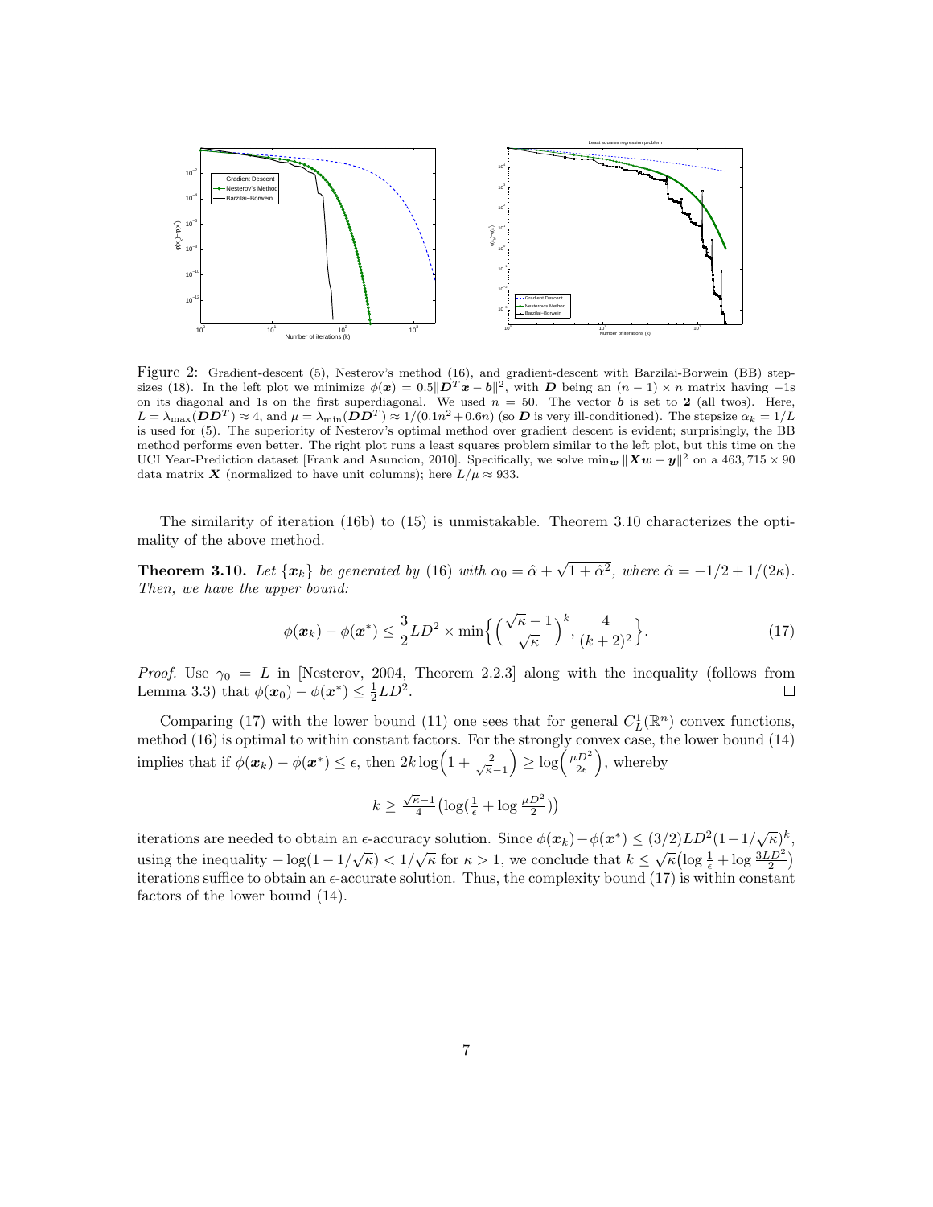Figure 2: Gradient-descent (5), Nesterov's method (16), and gradient-descent with Barzilai-Borwein (BB) stepsizes (18). In the left plot we minimize $\phi(\boldsymbol{x}) = 0.5\|\boldsymbol{D}^T\boldsymbol{x} - \boldsymbol{b}\|^2$, with $\boldsymbol{D}$ being an $(n-1) \times n$ matrix having $-1$s on its diagonal and 1s on the first superdiagonal. We used $n = 50$. The vector $\boldsymbol{b}$ is set to $\mathbf{2}$ (all twos). Here, $L = \lambda_{\max}(\boldsymbol{D}\boldsymbol{D}^T) \approx 4$, and $\mu = \lambda_{\min}(\boldsymbol{D}\boldsymbol{D}^T) \approx 1/(0.1n^2 + 0.6n)$ (so $\boldsymbol{D}$ is very ill-conditioned). The stepsize $\alpha_k = 1/L$ is used for (5). The superiority of Nesterov's optimal method over gradient descent is evident; surprisingly, the BB method performs even better. The right plot runs a least squares problem similar to the left plot, but this time on the UCI Year-Prediction dataset [Frank and Asuncion, 2010]. Specifically, we solve $\min_{\boldsymbol{w}} \|\boldsymbol{X}\boldsymbol{w} - \boldsymbol{y}\|^2$ on a $463,715 \times 90$ data matrix $\boldsymbol{X}$ (normalized to have unit columns); here $L/\mu \approx 933$.

The similarity of iteration (16b) to (15) is unmistakable. Theorem 3.10 characterizes the optimality of the above method.

**Theorem 3.10.** *Let $\{\boldsymbol{x}_k\}$ be generated by (16) with $\alpha_0 = \hat{\alpha} + \sqrt{1 + \hat{\alpha}^2}$, where $\hat{\alpha} = -1/2 + 1/(2\kappa)$. Then, we have the upper bound:*

$$\phi(\boldsymbol{x}_k) - \phi(\boldsymbol{x}^*) \leq \frac{3}{2} L D^2 \times \min\Big\{ \Big(\frac{\sqrt{\kappa} - 1}{\sqrt{\kappa}}\Big)^k, \frac{4}{(k+2)^2} \Big\}. \tag{17}$$

*Proof.* Use $\gamma_0 = L$ in [Nesterov, 2004, Theorem 2.2.3] along with the inequality (follows from Lemma 3.3) that $\phi(\boldsymbol{x}_0) - \phi(\boldsymbol{x}^*) \leq \frac{1}{2} L D^2$. □

Comparing (17) with the lower bound (11) one sees that for general $C_L^1(\mathbb{R}^n)$ convex functions, method (16) is optimal to within constant factors. For the strongly convex case, the lower bound (14) implies that if $\phi(\boldsymbol{x}_k) - \phi(\boldsymbol{x}^*) \leq \epsilon$, then $2k \log\Big(1 + \frac{2}{\sqrt{\kappa} - 1}\Big) \geq \log\Big(\frac{\mu D^2}{2\epsilon}\Big)$, whereby

$$k \geq \tfrac{\sqrt{\kappa}-1}{4}\big(\log(\tfrac{1}{\epsilon} + \log \tfrac{\mu D^2}{2})\big)$$

iterations are needed to obtain an $\epsilon$-accuracy solution. Since $\phi(\boldsymbol{x}_k) - \phi(\boldsymbol{x}^*) \leq (3/2) L D^2 (1 - 1/\sqrt{\kappa})^k$, using the inequality $-\log(1 - 1/\sqrt{\kappa}) < 1/\sqrt{\kappa}$ for $\kappa > 1$, we conclude that $k \leq \sqrt{\kappa}\big(\log \frac{1}{\epsilon} + \log \frac{3LD^2}{2}\big)$ iterations suffice to obtain an $\epsilon$-accurate solution. Thus, the complexity bound (17) is within constant factors of the lower bound (14).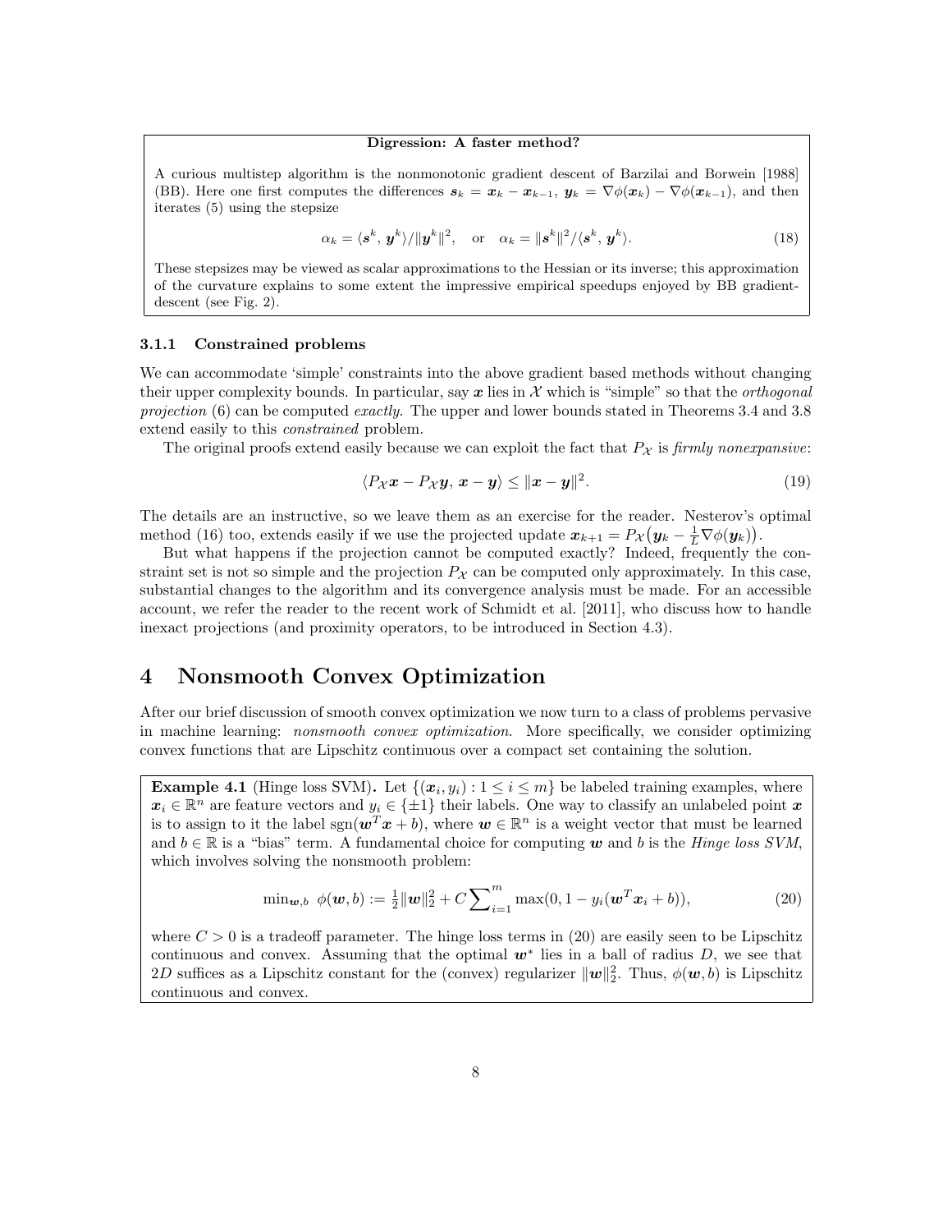**Digression: A faster method?**

A curious multistep algorithm is the nonmonotonic gradient descent of Barzilai and Borwein [1988] (BB). Here one first computes the differences $\boldsymbol{s}_k = \boldsymbol{x}_k - \boldsymbol{x}_{k-1}$, $\boldsymbol{y}_k = \nabla\phi(\boldsymbol{x}_k) - \nabla\phi(\boldsymbol{x}_{k-1})$, and then iterates (5) using the stepsize

$$\alpha_k = \langle \boldsymbol{s}^k, \boldsymbol{y}^k \rangle / \|\boldsymbol{y}^k\|^2, \quad \text{or} \quad \alpha_k = \|\boldsymbol{s}^k\|^2 / \langle \boldsymbol{s}^k, \boldsymbol{y}^k \rangle. \tag{18}$$

These stepsizes may be viewed as scalar approximations to the Hessian or its inverse; this approximation of the curvature explains to some extent the impressive empirical speedups enjoyed by BB gradient-descent (see Fig. 2).

### 3.1.1 Constrained problems

We can accommodate 'simple' constraints into the above gradient based methods without changing their upper complexity bounds. In particular, say $\boldsymbol{x}$ lies in $\mathcal{X}$ which is "simple" so that the *orthogonal projection* (6) can be computed *exactly*. The upper and lower bounds stated in Theorems 3.4 and 3.8 extend easily to this *constrained* problem.

The original proofs extend easily because we can exploit the fact that $P_{\mathcal{X}}$ is *firmly nonexpansive*:

$$\langle P_{\mathcal{X}}\boldsymbol{x} - P_{\mathcal{X}}\boldsymbol{y},\, \boldsymbol{x} - \boldsymbol{y} \rangle \leq \|\boldsymbol{x} - \boldsymbol{y}\|^2. \tag{19}$$

The details are an instructive, so we leave them as an exercise for the reader. Nesterov's optimal method (16) too, extends easily if we use the projected update $\boldsymbol{x}_{k+1} = P_{\mathcal{X}}\big(\boldsymbol{y}_k - \frac{1}{L}\nabla\phi(\boldsymbol{y}_k)\big)$.

But what happens if the projection cannot be computed exactly? Indeed, frequently the constraint set is not so simple and the projection $P_{\mathcal{X}}$ can be computed only approximately. In this case, substantial changes to the algorithm and its convergence analysis must be made. For an accessible account, we refer the reader to the recent work of Schmidt et al. [2011], who discuss how to handle inexact projections (and proximity operators, to be introduced in Section 4.3).

## 4 Nonsmooth Convex Optimization

After our brief discussion of smooth convex optimization we now turn to a class of problems pervasive in machine learning: *nonsmooth convex optimization*. More specifically, we consider optimizing convex functions that are Lipschitz continuous over a compact set containing the solution.

**Example 4.1** (Hinge loss SVM)**.** Let $\{(\boldsymbol{x}_i, y_i) : 1 \leq i \leq m\}$ be labeled training examples, where $\boldsymbol{x}_i \in \mathbb{R}^n$ are feature vectors and $y_i \in \{\pm 1\}$ their labels. One way to classify an unlabeled point $\boldsymbol{x}$ is to assign to it the label $\operatorname{sgn}(\boldsymbol{w}^T\boldsymbol{x} + b)$, where $\boldsymbol{w} \in \mathbb{R}^n$ is a weight vector that must be learned and $b \in \mathbb{R}$ is a "bias" term. A fundamental choice for computing $\boldsymbol{w}$ and $b$ is the *Hinge loss SVM*, which involves solving the nonsmooth problem:

$$\min_{\boldsymbol{w},b}\ \phi(\boldsymbol{w}, b) := \tfrac{1}{2}\|\boldsymbol{w}\|_2^2 + C\sum\nolimits_{i=1}^{m} \max(0, 1 - y_i(\boldsymbol{w}^T\boldsymbol{x}_i + b)), \tag{20}$$

where $C > 0$ is a tradeoff parameter. The hinge loss terms in (20) are easily seen to be Lipschitz continuous and convex. Assuming that the optimal $\boldsymbol{w}^*$ lies in a ball of radius $D$, we see that $2D$ suffices as a Lipschitz constant for the (convex) regularizer $\|\boldsymbol{w}\|_2^2$. Thus, $\phi(\boldsymbol{w}, b)$ is Lipschitz continuous and convex.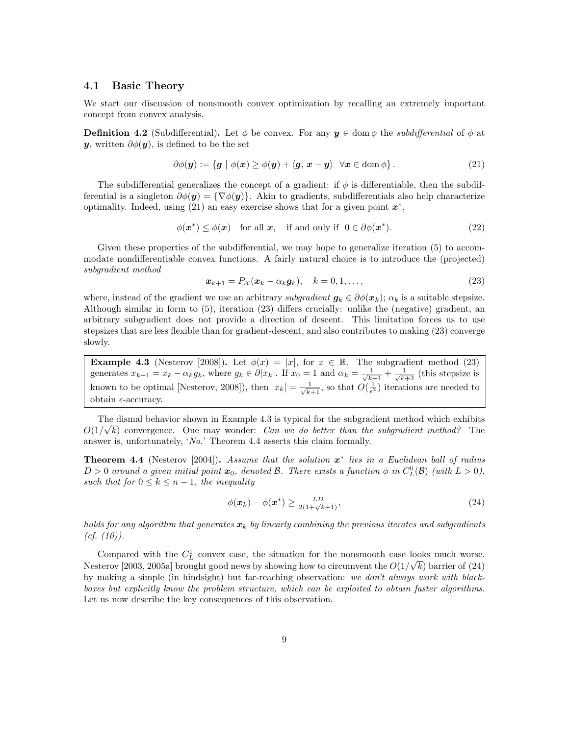### 4.1 Basic Theory

We start our discussion of nonsmooth convex optimization by recalling an extremely important concept from convex analysis.

**Definition 4.2** (Subdifferential)**.** Let $\phi$ be convex. For any $\boldsymbol{y} \in \operatorname{dom}\phi$ the *subdifferential* of $\phi$ at $\boldsymbol{y}$, written $\partial\phi(\boldsymbol{y})$, is defined to be the set

$$\partial\phi(\boldsymbol{y}) := \{\boldsymbol{g} \mid \phi(\boldsymbol{x}) \geq \phi(\boldsymbol{y}) + \langle \boldsymbol{g},\, \boldsymbol{x} - \boldsymbol{y}\rangle \;\; \forall \boldsymbol{x} \in \operatorname{dom}\phi\}. \tag{21}$$

The subdifferential generalizes the concept of a gradient: if $\phi$ is differentiable, then the subdifferential is a singleton $\partial\phi(\boldsymbol{y}) = \{\nabla\phi(\boldsymbol{y})\}$. Akin to gradients, subdifferentials also help characterize optimality. Indeed, using (21) an easy exercise shows that for a given point $\boldsymbol{x}^*$,

$$\phi(\boldsymbol{x}^*) \leq \phi(\boldsymbol{x}) \quad \text{for all } \boldsymbol{x}, \quad \text{if and only if } \; 0 \in \partial\phi(\boldsymbol{x}^*). \tag{22}$$

Given these properties of the subdifferential, we may hope to generalize iteration (5) to accommodate nondifferentiable convex functions. A fairly natural choice is to introduce the (projected) *subgradient method*

$$\boldsymbol{x}_{k+1} = P_{\mathcal{X}}(\boldsymbol{x}_k - \alpha_k \boldsymbol{g}_k), \quad k = 0, 1, \ldots, \tag{23}$$

where, instead of the gradient we use an arbitrary *subgradient* $\boldsymbol{g}_k \in \partial\phi(\boldsymbol{x}_k)$; $\alpha_k$ is a suitable stepsize. Although similar in form to (5), iteration (23) differs crucially: unlike the (negative) gradient, an arbitrary subgradient does not provide a direction of descent. This limitation forces us to use stepsizes that are less flexible than for gradient-descent, and also contributes to making (23) converge slowly.

> **Example 4.3** (Nesterov [2008])**.** Let $\phi(x) = |x|$, for $x \in \mathbb{R}$. The subgradient method (23) generates $x_{k+1} = x_k - \alpha_k g_k$, where $g_k \in \partial|x_k|$. If $x_0 = 1$ and $\alpha_k = \frac{1}{\sqrt{k+1}} + \frac{1}{\sqrt{k+2}}$ (this stepsize is known to be optimal [Nesterov, 2008]), then $|x_k| = \frac{1}{\sqrt{k+1}}$, so that $O(\frac{1}{\epsilon^2})$ iterations are needed to obtain $\epsilon$-accuracy.

The dismal behavior shown in Example 4.3 is typical for the subgradient method which exhibits $O(1/\sqrt{k})$ convergence. One may wonder: *Can we do better than the subgradient method?* The answer is, unfortunately, '*No*.' Theorem 4.4 asserts this claim formally.

**Theorem 4.4** (Nesterov [2004])**.** *Assume that the solution $\boldsymbol{x}^*$ lies in a Euclidean ball of radius $D > 0$ around a given initial point $\boldsymbol{x}_0$, denoted $\mathcal{B}$. There exists a function $\phi$ in $C_L^0(\mathcal{B})$ (with $L > 0$), such that for $0 \leq k \leq n-1$, the inequality*

$$\phi(\boldsymbol{x}_k) - \phi(\boldsymbol{x}^*) \geq \tfrac{LD}{2(1+\sqrt{k+1})}, \tag{24}$$

*holds for any algorithm that generates $\boldsymbol{x}_k$ by linearly combining the previous iterates and subgradients (cf. (10)).*

Compared with the $C_L^1$ convex case, the situation for the nonsmooth case looks much worse. Nesterov [2003, 2005a] brought good news by showing how to circumvent the $O(1/\sqrt{k})$ barrier of (24) by making a simple (in hindsight) but far-reaching observation: *we don't always work with black-boxes but explicitly know the problem structure, which can be exploited to obtain faster algorithms.* Let us now describe the key consequences of this observation.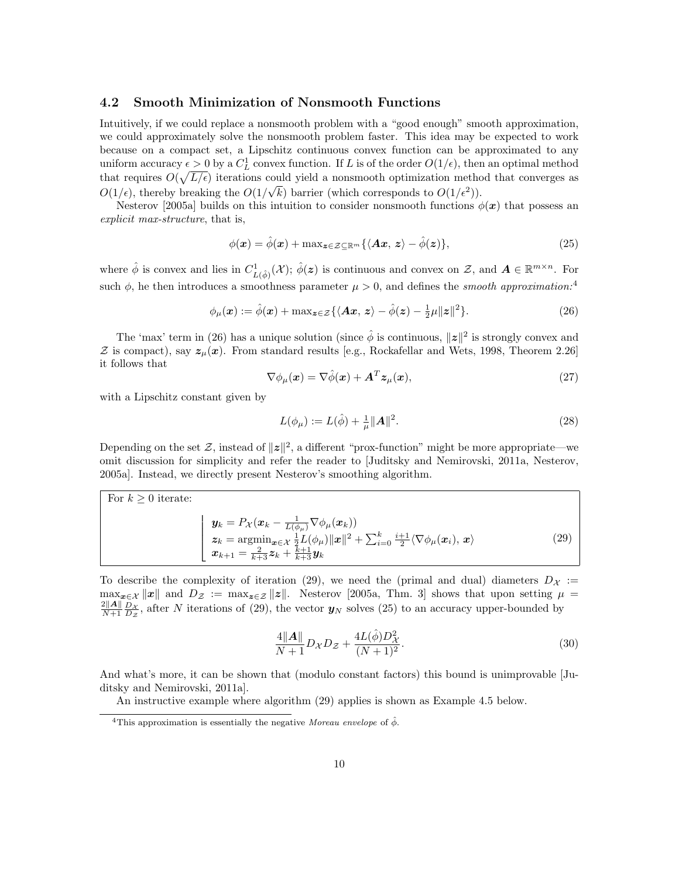### 4.2 Smooth Minimization of Nonsmooth Functions

Intuitively, if we could replace a nonsmooth problem with a "good enough" smooth approximation, we could approximately solve the nonsmooth problem faster. This idea may be expected to work because on a compact set, a Lipschitz continuous convex function can be approximated to any uniform accuracy $\epsilon > 0$ by a $C^1_L$ convex function. If $L$ is of the order $O(1/\epsilon)$, then an optimal method that requires $O(\sqrt{L/\epsilon})$ iterations could yield a nonsmooth optimization method that converges as $O(1/\epsilon)$, thereby breaking the $O(1/\sqrt{k})$ barrier (which corresponds to $O(1/\epsilon^2)$).

Nesterov [2005a] builds on this intuition to consider nonsmooth functions $\phi(\boldsymbol{x})$ that possess an *explicit max-structure*, that is,

$$\phi(\boldsymbol{x}) = \hat{\phi}(\boldsymbol{x}) + \max_{\boldsymbol{z}\in\mathcal{Z}\subseteq\mathbb{R}^m}\{\langle \boldsymbol{A}\boldsymbol{x},\, \boldsymbol{z}\rangle - \hat{\phi}(\boldsymbol{z})\}, \tag{25}$$

where $\hat{\phi}$ is convex and lies in $C^1_{L(\hat{\phi})}(\mathcal{X})$; $\hat{\phi}(\boldsymbol{z})$ is continuous and convex on $\mathcal{Z}$, and $\boldsymbol{A} \in \mathbb{R}^{m\times n}$. For such $\phi$, he then introduces a smoothness parameter $\mu > 0$, and defines the *smooth approximation:*[4]

$$\phi_\mu(\boldsymbol{x}) := \hat{\phi}(\boldsymbol{x}) + \max_{\boldsymbol{z}\in\mathcal{Z}}\{\langle \boldsymbol{A}\boldsymbol{x},\, \boldsymbol{z}\rangle - \hat{\phi}(\boldsymbol{z}) - \tfrac{1}{2}\mu\|\boldsymbol{z}\|^2\}. \tag{26}$$

The 'max' term in (26) has a unique solution (since $\hat{\phi}$ is continuous, $\|\boldsymbol{z}\|^2$ is strongly convex and $\mathcal{Z}$ is compact), say $\boldsymbol{z}_\mu(\boldsymbol{x})$. From standard results [e.g., Rockafellar and Wets, 1998, Theorem 2.26] it follows that

$$\nabla\phi_\mu(\boldsymbol{x}) = \nabla\hat{\phi}(\boldsymbol{x}) + \boldsymbol{A}^T\boldsymbol{z}_\mu(\boldsymbol{x}), \tag{27}$$

with a Lipschitz constant given by

$$L(\phi_\mu) := L(\hat{\phi}) + \tfrac{1}{\mu}\|\boldsymbol{A}\|^2. \tag{28}$$

Depending on the set $\mathcal{Z}$, instead of $\|\boldsymbol{z}\|^2$, a different "prox-function" might be more appropriate—we omit discussion for simplicity and refer the reader to [Juditsky and Nemirovski, 2011a, Nesterov, 2005a]. Instead, we directly present Nesterov's smoothing algorithm.

For $k \geq 0$ iterate:

$$\begin{aligned}
&\boldsymbol{y}_k = P_{\mathcal{X}}(\boldsymbol{x}_k - \tfrac{1}{L(\phi_\mu)}\nabla\phi_\mu(\boldsymbol{x}_k))\\
&\boldsymbol{z}_k = \operatorname{argmin}_{\boldsymbol{x}\in\mathcal{X}}\ \tfrac{1}{2}L(\phi_\mu)\|\boldsymbol{x}\|^2 + \textstyle\sum_{i=0}^{k}\tfrac{i+1}{2}\langle\nabla\phi_\mu(\boldsymbol{x}_i),\, \boldsymbol{x}\rangle\\
&\boldsymbol{x}_{k+1} = \tfrac{2}{k+3}\boldsymbol{z}_k + \tfrac{k+1}{k+3}\boldsymbol{y}_k
\end{aligned} \tag{29}$$

To describe the complexity of iteration (29), we need the (primal and dual) diameters $D_{\mathcal{X}} := \max_{\boldsymbol{x}\in\mathcal{X}}\|\boldsymbol{x}\|$ and $D_{\mathcal{Z}} := \max_{\boldsymbol{z}\in\mathcal{Z}}\|\boldsymbol{z}\|$. Nesterov [2005a, Thm. 3] shows that upon setting $\mu = \frac{2\|\boldsymbol{A}\|}{N+1}\frac{D_{\mathcal{X}}}{D_{\mathcal{Z}}}$, after $N$ iterations of (29), the vector $\boldsymbol{y}_N$ solves (25) to an accuracy upper-bounded by

$$\frac{4\|\boldsymbol{A}\|}{N+1}D_{\mathcal{X}}D_{\mathcal{Z}} + \frac{4L(\hat{\phi})D_{\mathcal{X}}^2}{(N+1)^2}. \tag{30}$$

And what's more, it can be shown that (modulo constant factors) this bound is unimprovable [Juditsky and Nemirovski, 2011a].

An instructive example where algorithm (29) applies is shown as Example 4.5 below.

[4] This approximation is essentially the negative *Moreau envelope* of $\hat{\phi}$.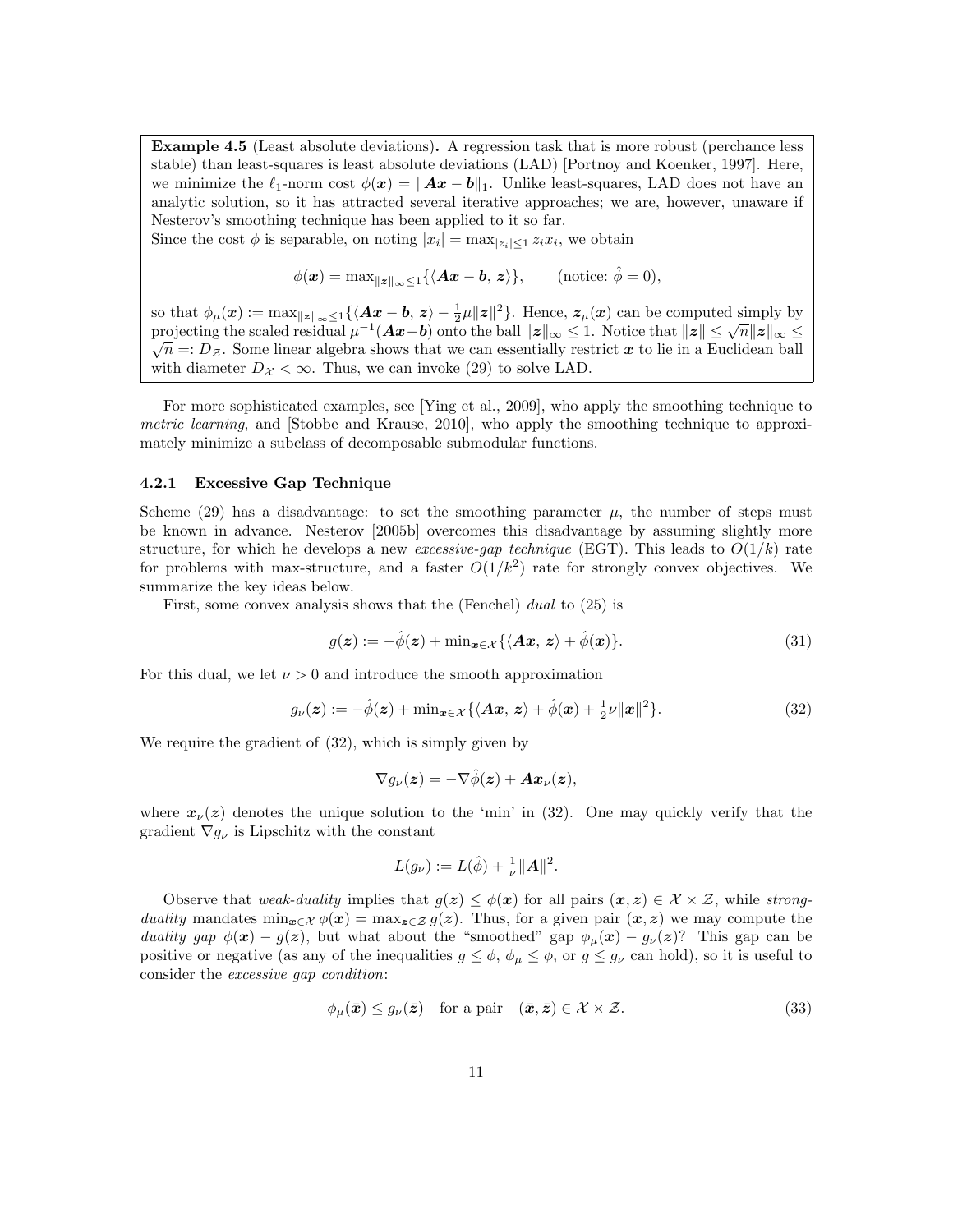**Example 4.5** (Least absolute deviations)**.** A regression task that is more robust (perchance less stable) than least-squares is least absolute deviations (LAD) [Portnoy and Koenker, 1997]. Here, we minimize the $\ell_1$-norm cost $\phi(\boldsymbol{x}) = \|\boldsymbol{A}\boldsymbol{x} - \boldsymbol{b}\|_1$. Unlike least-squares, LAD does not have an analytic solution, so it has attracted several iterative approaches; we are, however, unaware if Nesterov's smoothing technique has been applied to it so far.
Since the cost $\phi$ is separable, on noting $|x_i| = \max_{|z_i|\le 1} z_i x_i$, we obtain

$$\phi(\boldsymbol{x}) = \max_{\|\boldsymbol{z}\|_\infty \le 1}\{\langle \boldsymbol{A}\boldsymbol{x} - \boldsymbol{b},\, \boldsymbol{z}\rangle\}, \qquad (\text{notice: } \hat{\phi} = 0),$$

so that $\phi_\mu(\boldsymbol{x}) := \max_{\|\boldsymbol{z}\|_\infty \le 1}\{\langle \boldsymbol{A}\boldsymbol{x} - \boldsymbol{b},\, \boldsymbol{z}\rangle - \frac{1}{2}\mu\|\boldsymbol{z}\|^2\}$. Hence, $\boldsymbol{z}_\mu(\boldsymbol{x})$ can be computed simply by projecting the scaled residual $\mu^{-1}(\boldsymbol{A}\boldsymbol{x} - \boldsymbol{b})$ onto the ball $\|\boldsymbol{z}\|_\infty \le 1$. Notice that $\|\boldsymbol{z}\| \le \sqrt{n}\|\boldsymbol{z}\|_\infty \le \sqrt{n} =: D_{\mathcal{Z}}$. Some linear algebra shows that we can essentially restrict $\boldsymbol{x}$ to lie in a Euclidean ball with diameter $D_{\mathcal{X}} < \infty$. Thus, we can invoke (29) to solve LAD.

For more sophisticated examples, see [Ying et al., 2009], who apply the smoothing technique to *metric learning*, and [Stobbe and Krause, 2010], who apply the smoothing technique to approximately minimize a subclass of decomposable submodular functions.

#### 4.2.1 Excessive Gap Technique

Scheme (29) has a disadvantage: to set the smoothing parameter $\mu$, the number of steps must be known in advance. Nesterov [2005b] overcomes this disadvantage by assuming slightly more structure, for which he develops a new *excessive-gap technique* (EGT). This leads to $O(1/k)$ rate for problems with max-structure, and a faster $O(1/k^2)$ rate for strongly convex objectives. We summarize the key ideas below.

First, some convex analysis shows that the (Fenchel) *dual* to (25) is

$$g(\boldsymbol{z}) := -\hat{\phi}(\boldsymbol{z}) + \min_{\boldsymbol{x}\in\mathcal{X}}\{\langle \boldsymbol{A}\boldsymbol{x},\, \boldsymbol{z}\rangle + \hat{\phi}(\boldsymbol{x})\}. \tag{31}$$

For this dual, we let $\nu > 0$ and introduce the smooth approximation

$$g_\nu(\boldsymbol{z}) := -\hat{\phi}(\boldsymbol{z}) + \min_{\boldsymbol{x}\in\mathcal{X}}\{\langle \boldsymbol{A}\boldsymbol{x},\, \boldsymbol{z}\rangle + \hat{\phi}(\boldsymbol{x}) + \tfrac{1}{2}\nu\|\boldsymbol{x}\|^2\}. \tag{32}$$

We require the gradient of (32), which is simply given by

$$\nabla g_\nu(\boldsymbol{z}) = -\nabla\hat{\phi}(\boldsymbol{z}) + \boldsymbol{A}\boldsymbol{x}_\nu(\boldsymbol{z}),$$

where $\boldsymbol{x}_\nu(\boldsymbol{z})$ denotes the unique solution to the 'min' in (32). One may quickly verify that the gradient $\nabla g_\nu$ is Lipschitz with the constant

$$L(g_\nu) := L(\hat{\phi}) + \tfrac{1}{\nu}\|\boldsymbol{A}\|^2.$$

Observe that *weak-duality* implies that $g(\boldsymbol{z}) \le \phi(\boldsymbol{x})$ for all pairs $(\boldsymbol{x}, \boldsymbol{z}) \in \mathcal{X}\times\mathcal{Z}$, while *strong-duality* mandates $\min_{\boldsymbol{x}\in\mathcal{X}} \phi(\boldsymbol{x}) = \max_{\boldsymbol{z}\in\mathcal{Z}} g(\boldsymbol{z})$. Thus, for a given pair $(\boldsymbol{x}, \boldsymbol{z})$ we may compute the *duality gap* $\phi(\boldsymbol{x}) - g(\boldsymbol{z})$, but what about the "smoothed" gap $\phi_\mu(\boldsymbol{x}) - g_\nu(\boldsymbol{z})$? This gap can be positive or negative (as any of the inequalities $g \le \phi$, $\phi_\mu \le \phi$, or $g \le g_\nu$ can hold), so it is useful to consider the *excessive gap condition*:

$$\phi_\mu(\bar{\boldsymbol{x}}) \le g_\nu(\bar{\boldsymbol{z}}) \quad \text{for a pair} \quad (\bar{\boldsymbol{x}}, \bar{\boldsymbol{z}}) \in \mathcal{X}\times\mathcal{Z}. \tag{33}$$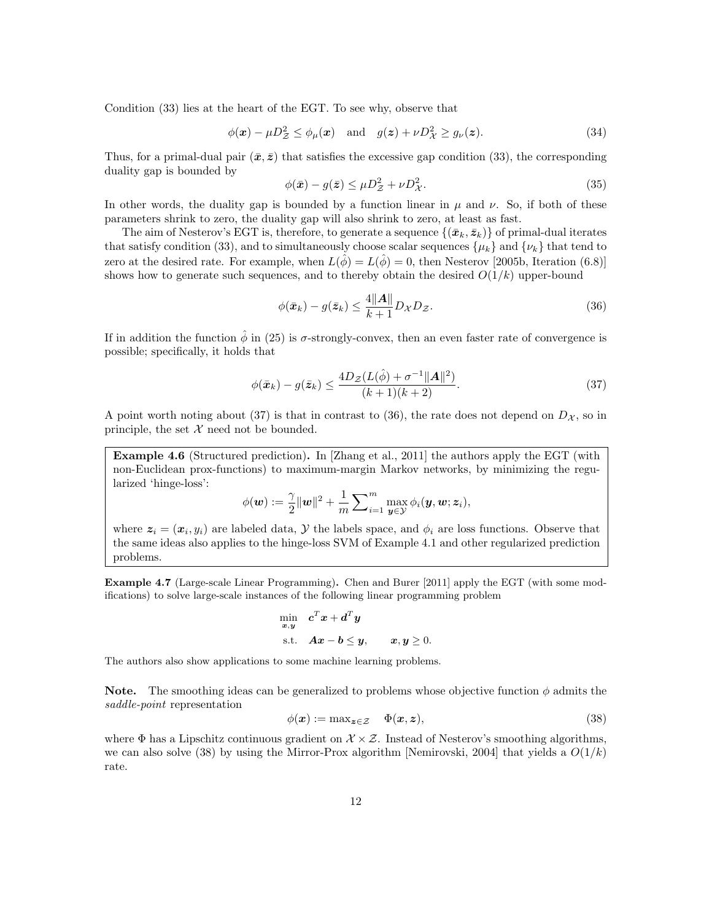Condition (33) lies at the heart of the EGT. To see why, observe that

$$\phi(\boldsymbol{x}) - \mu D_{\mathcal{Z}}^2 \leq \phi_\mu(\boldsymbol{x}) \quad \text{and} \quad g(\boldsymbol{z}) + \nu D_{\mathcal{X}}^2 \geq g_\nu(\boldsymbol{z}). \tag{34}$$

Thus, for a primal-dual pair $(\bar{\boldsymbol{x}}, \bar{\boldsymbol{z}})$ that satisfies the excessive gap condition (33), the corresponding duality gap is bounded by

$$\phi(\bar{\boldsymbol{x}}) - g(\bar{\boldsymbol{z}}) \leq \mu D_{\mathcal{Z}}^2 + \nu D_{\mathcal{X}}^2. \tag{35}$$

In other words, the duality gap is bounded by a function linear in $\mu$ and $\nu$. So, if both of these parameters shrink to zero, the duality gap will also shrink to zero, at least as fast.

The aim of Nesterov's EGT is, therefore, to generate a sequence $\{(\bar{\boldsymbol{x}}_k, \bar{\boldsymbol{z}}_k)\}$ of primal-dual iterates that satisfy condition (33), and to simultaneously choose scalar sequences $\{\mu_k\}$ and $\{\nu_k\}$ that tend to zero at the desired rate. For example, when $L(\hat{\phi}) = L(\hat{\phi}) = 0$, then Nesterov [2005b, Iteration (6.8)] shows how to generate such sequences, and to thereby obtain the desired $O(1/k)$ upper-bound

$$\phi(\bar{\boldsymbol{x}}_k) - g(\bar{\boldsymbol{z}}_k) \leq \frac{4\|\boldsymbol{A}\|}{k+1} D_{\mathcal{X}} D_{\mathcal{Z}}. \tag{36}$$

If in addition the function $\hat{\phi}$ in (25) is $\sigma$-strongly-convex, then an even faster rate of convergence is possible; specifically, it holds that

$$\phi(\bar{\boldsymbol{x}}_k) - g(\bar{\boldsymbol{z}}_k) \leq \frac{4D_{\mathcal{Z}}(L(\hat{\phi}) + \sigma^{-1}\|\boldsymbol{A}\|^2)}{(k+1)(k+2)}. \tag{37}$$

A point worth noting about (37) is that in contrast to (36), the rate does not depend on $D_{\mathcal{X}}$, so in principle, the set $\mathcal{X}$ need not be bounded.

**Example 4.6** (Structured prediction)**.** In [Zhang et al., 2011] the authors apply the EGT (with non-Euclidean prox-functions) to maximum-margin Markov networks, by minimizing the regularized 'hinge-loss':

$$\phi(\boldsymbol{w}) := \frac{\gamma}{2}\|\boldsymbol{w}\|^2 + \frac{1}{m}\sum\nolimits_{i=1}^{m} \max_{\boldsymbol{y} \in \mathcal{Y}} \phi_i(\boldsymbol{y}, \boldsymbol{w}; \boldsymbol{z}_i),$$

where $\boldsymbol{z}_i = (\boldsymbol{x}_i, y_i)$ are labeled data, $\mathcal{Y}$ the labels space, and $\phi_i$ are loss functions. Observe that the same ideas also applies to the hinge-loss SVM of Example 4.1 and other regularized prediction problems.

**Example 4.7** (Large-scale Linear Programming)**.** Chen and Burer [2011] apply the EGT (with some modifications) to solve large-scale instances of the following linear programming problem

$$\begin{aligned} \min_{\boldsymbol{x},\boldsymbol{y}} \quad & \boldsymbol{c}^T\boldsymbol{x} + \boldsymbol{d}^T\boldsymbol{y} \\ \text{s.t.} \quad & \boldsymbol{A}\boldsymbol{x} - \boldsymbol{b} \leq \boldsymbol{y}, \qquad \boldsymbol{x}, \boldsymbol{y} \geq 0. \end{aligned}$$

The authors also show applications to some machine learning problems.

**Note.** The smoothing ideas can be generalized to problems whose objective function $\phi$ admits the *saddle-point* representation

$$\phi(\boldsymbol{x}) := \max\nolimits_{\boldsymbol{z} \in \mathcal{Z}} \quad \Phi(\boldsymbol{x}, \boldsymbol{z}), \tag{38}$$

where $\Phi$ has a Lipschitz continuous gradient on $\mathcal{X} \times \mathcal{Z}$. Instead of Nesterov's smoothing algorithms, we can also solve (38) by using the Mirror-Prox algorithm [Nemirovski, 2004] that yields a $O(1/k)$ rate.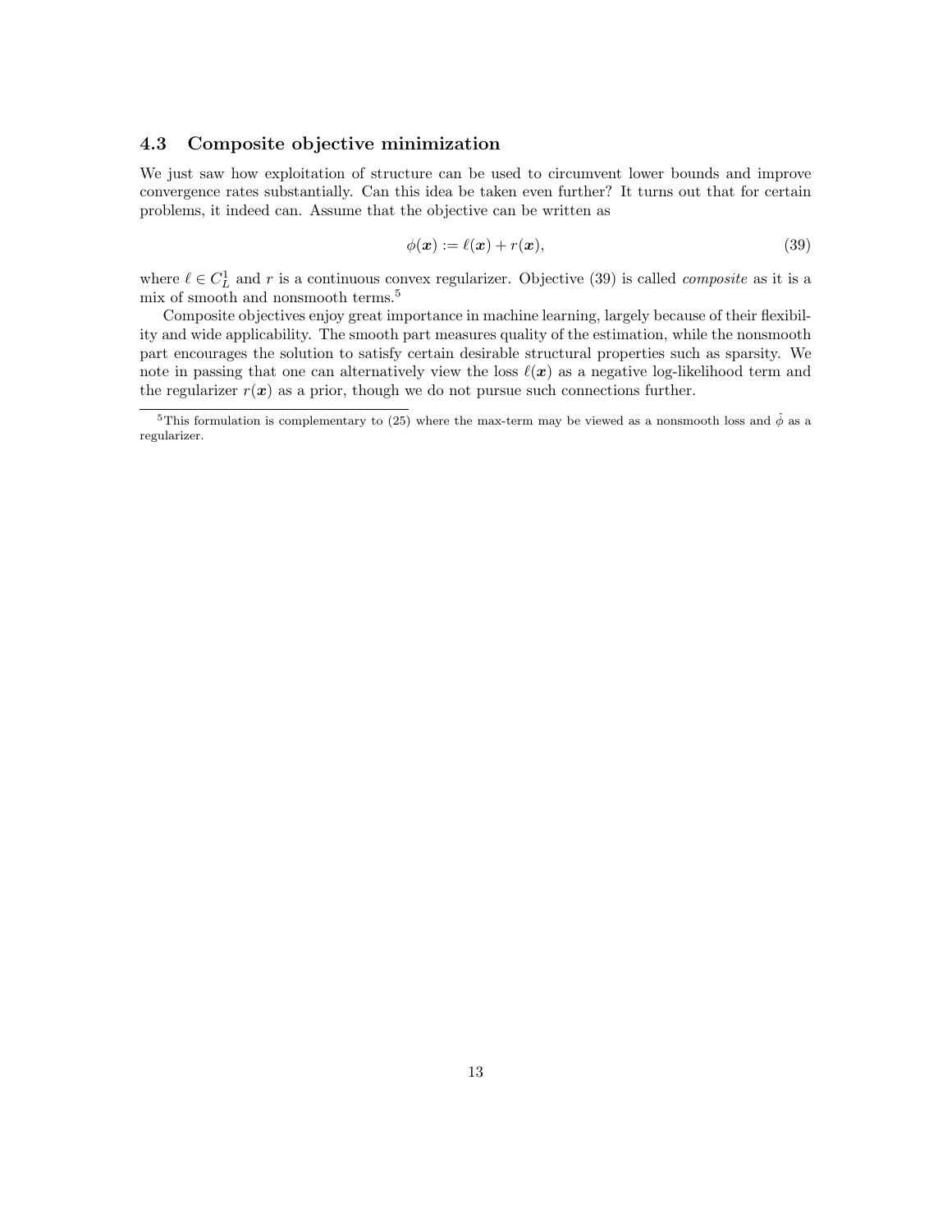### 4.3 Composite objective minimization

We just saw how exploitation of structure can be used to circumvent lower bounds and improve convergence rates substantially. Can this idea be taken even further? It turns out that for certain problems, it indeed can. Assume that the objective can be written as

$$\phi(\boldsymbol{x}) := \ell(\boldsymbol{x}) + r(\boldsymbol{x}), \tag{39}$$

where $\ell \in C_L^1$ and $r$ is a continuous convex regularizer. Objective (39) is called *composite* as it is a mix of smooth and nonsmooth terms.[5]

Composite objectives enjoy great importance in machine learning, largely because of their flexibility and wide applicability. The smooth part measures quality of the estimation, while the nonsmooth part encourages the solution to satisfy certain desirable structural properties such as sparsity. We note in passing that one can alternatively view the loss $\ell(\boldsymbol{x})$ as a negative log-likelihood term and the regularizer $r(\boldsymbol{x})$ as a prior, though we do not pursue such connections further.

[5] This formulation is complementary to (25) where the max-term may be viewed as a nonsmooth loss and $\hat{\phi}$ as a regularizer.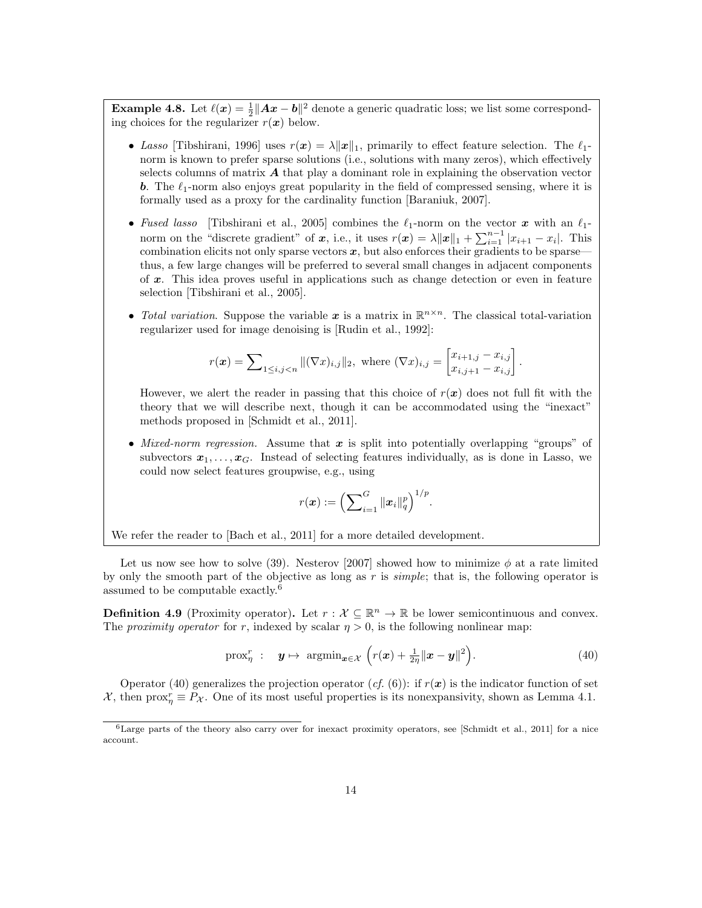**Example 4.8.** Let $\ell(\boldsymbol{x}) = \frac{1}{2}\|\boldsymbol{A}\boldsymbol{x} - \boldsymbol{b}\|^2$ denote a generic quadratic loss; we list some corresponding choices for the regularizer $r(\boldsymbol{x})$ below.

- *Lasso* [Tibshirani, 1996] uses $r(\boldsymbol{x}) = \lambda\|\boldsymbol{x}\|_1$, primarily to effect feature selection. The $\ell_1$-norm is known to prefer sparse solutions (i.e., solutions with many zeros), which effectively selects columns of matrix $\boldsymbol{A}$ that play a dominant role in explaining the observation vector $\boldsymbol{b}$. The $\ell_1$-norm also enjoys great popularity in the field of compressed sensing, where it is formally used as a proxy for the cardinality function [Baraniuk, 2007].

- *Fused lasso* [Tibshirani et al., 2005] combines the $\ell_1$-norm on the vector $\boldsymbol{x}$ with an $\ell_1$-norm on the "discrete gradient" of $\boldsymbol{x}$, i.e., it uses $r(\boldsymbol{x}) = \lambda\|\boldsymbol{x}\|_1 + \sum_{i=1}^{n-1} |x_{i+1} - x_i|$. This combination elicits not only sparse vectors $\boldsymbol{x}$, but also enforces their gradients to be sparse—thus, a few large changes will be preferred to several small changes in adjacent components of $\boldsymbol{x}$. This idea proves useful in applications such as change detection or even in feature selection [Tibshirani et al., 2005].

- *Total variation*. Suppose the variable $\boldsymbol{x}$ is a matrix in $\mathbb{R}^{n\times n}$. The classical total-variation regularizer used for image denoising is [Rudin et al., 1992]:

$$r(\boldsymbol{x}) = \sum\nolimits_{1\le i,j<n} \|(\nabla x)_{i,j}\|_2, \text{ where } (\nabla x)_{i,j} = \begin{bmatrix} x_{i+1,j} - x_{i,j} \\ x_{i,j+1} - x_{i,j} \end{bmatrix}.$$

  However, we alert the reader in passing that this choice of $r(\boldsymbol{x})$ does not full fit with the theory that we will describe next, though it can be accommodated using the "inexact" methods proposed in [Schmidt et al., 2011].

- *Mixed-norm regression*. Assume that $\boldsymbol{x}$ is split into potentially overlapping "groups" of subvectors $\boldsymbol{x}_1, \ldots, \boldsymbol{x}_G$. Instead of selecting features individually, as is done in Lasso, we could now select features groupwise, e.g., using

$$r(\boldsymbol{x}) := \Big(\sum\nolimits_{i=1}^{G} \|\boldsymbol{x}_i\|_q^p\Big)^{1/p}.$$

We refer the reader to [Bach et al., 2011] for a more detailed development.

Let us now see how to solve (39). Nesterov [2007] showed how to minimize $\phi$ at a rate limited by only the smooth part of the objective as long as $r$ is *simple*; that is, the following operator is assumed to be computable exactly.[6]

**Definition 4.9** (Proximity operator)**.** Let $r : \mathcal{X} \subseteq \mathbb{R}^n \to \mathbb{R}$ be lower semicontinuous and convex. The *proximity operator* for $r$, indexed by scalar $\eta > 0$, is the following nonlinear map:

$$\operatorname{prox}_\eta^r \;:\quad \boldsymbol{y} \mapsto \; \operatorname{argmin}_{\boldsymbol{x}\in\mathcal{X}} \;\Big(r(\boldsymbol{x}) + \tfrac{1}{2\eta}\|\boldsymbol{x} - \boldsymbol{y}\|^2\Big). \tag{40}$$

Operator (40) generalizes the projection operator (*cf.* (6)): if $r(\boldsymbol{x})$ is the indicator function of set $\mathcal{X}$, then $\operatorname{prox}_\eta^r \equiv P_{\mathcal{X}}$. One of its most useful properties is its nonexpansivity, shown as Lemma 4.1.

[6] Large parts of the theory also carry over for inexact proximity operators, see [Schmidt et al., 2011] for a nice account.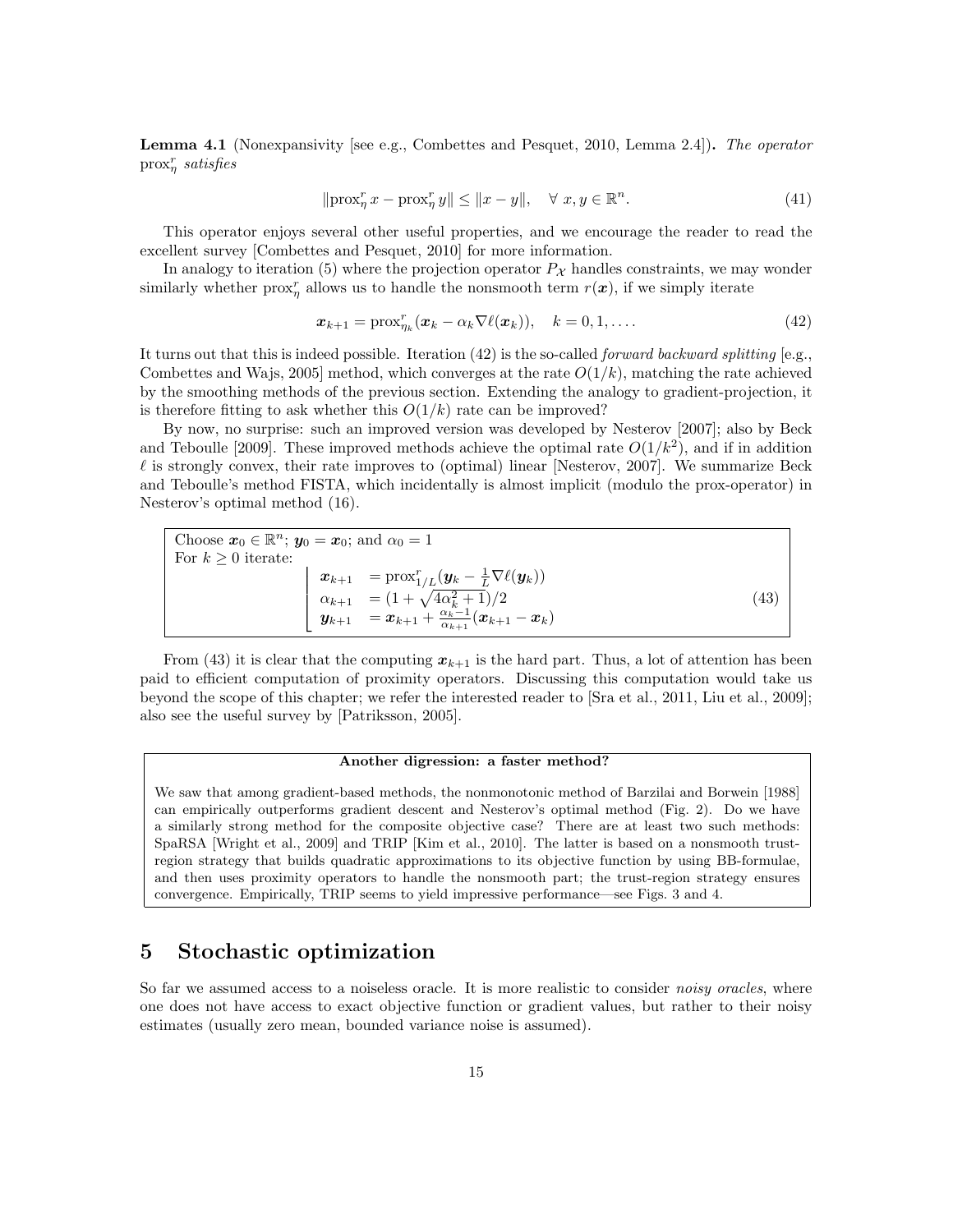**Lemma 4.1** (Nonexpansivity [see e.g., Combettes and Pesquet, 2010, Lemma 2.4])**.** *The operator* $\operatorname{prox}_\eta^r$ *satisfies*

$$\|\operatorname{prox}_\eta^r x - \operatorname{prox}_\eta^r y\| \le \|x - y\|, \quad \forall\ x, y \in \mathbb{R}^n. \tag{41}$$

This operator enjoys several other useful properties, and we encourage the reader to read the excellent survey [Combettes and Pesquet, 2010] for more information.

In analogy to iteration (5) where the projection operator $P_{\mathcal{X}}$ handles constraints, we may wonder similarly whether $\operatorname{prox}_\eta^r$ allows us to handle the nonsmooth term $r(\boldsymbol{x})$, if we simply iterate

$$\boldsymbol{x}_{k+1} = \operatorname{prox}_{\eta_k}^r(\boldsymbol{x}_k - \alpha_k \nabla\ell(\boldsymbol{x}_k)), \quad k = 0, 1, \ldots. \tag{42}$$

It turns out that this is indeed possible. Iteration (42) is the so-called *forward backward splitting* [e.g., Combettes and Wajs, 2005] method, which converges at the rate $O(1/k)$, matching the rate achieved by the smoothing methods of the previous section. Extending the analogy to gradient-projection, it is therefore fitting to ask whether this $O(1/k)$ rate can be improved?

By now, no surprise: such an improved version was developed by Nesterov [2007]; also by Beck and Teboulle [2009]. These improved methods achieve the optimal rate $O(1/k^2)$, and if in addition $\ell$ is strongly convex, their rate improves to (optimal) linear [Nesterov, 2007]. We summarize Beck and Teboulle's method FISTA, which incidentally is almost implicit (modulo the prox-operator) in Nesterov's optimal method (16).

Choose $\boldsymbol{x}_0 \in \mathbb{R}^n$; $\boldsymbol{y}_0 = \boldsymbol{x}_0$; and $\alpha_0 = 1$
For $k \ge 0$ iterate:

$$\left\lfloor \begin{array}{ll} \boldsymbol{x}_{k+1} & = \operatorname{prox}_{1/L}^r(\boldsymbol{y}_k - \frac{1}{L}\nabla\ell(\boldsymbol{y}_k)) \\ \alpha_{k+1} & = (1 + \sqrt{4\alpha_k^2 + 1})/2 \\ \boldsymbol{y}_{k+1} & = \boldsymbol{x}_{k+1} + \frac{\alpha_k - 1}{\alpha_{k+1}}(\boldsymbol{x}_{k+1} - \boldsymbol{x}_k) \end{array} \right. \tag{43}$$

From (43) it is clear that the computing $\boldsymbol{x}_{k+1}$ is the hard part. Thus, a lot of attention has been paid to efficient computation of proximity operators. Discussing this computation would take us beyond the scope of this chapter; we refer the interested reader to [Sra et al., 2011, Liu et al., 2009]; also see the useful survey by [Patriksson, 2005].

**Another digression: a faster method?**

We saw that among gradient-based methods, the nonmonotonic method of Barzilai and Borwein [1988] can empirically outperforms gradient descent and Nesterov's optimal method (Fig. 2). Do we have a similarly strong method for the composite objective case? There are at least two such methods: SpaRSA [Wright et al., 2009] and TRIP [Kim et al., 2010]. The latter is based on a nonsmooth trust-region strategy that builds quadratic approximations to its objective function by using BB-formulae, and then uses proximity operators to handle the nonsmooth part; the trust-region strategy ensures convergence. Empirically, TRIP seems to yield impressive performance—see Figs. 3 and 4.

## 5 Stochastic optimization

So far we assumed access to a noiseless oracle. It is more realistic to consider *noisy oracles*, where one does not have access to exact objective function or gradient values, but rather to their noisy estimates (usually zero mean, bounded variance noise is assumed).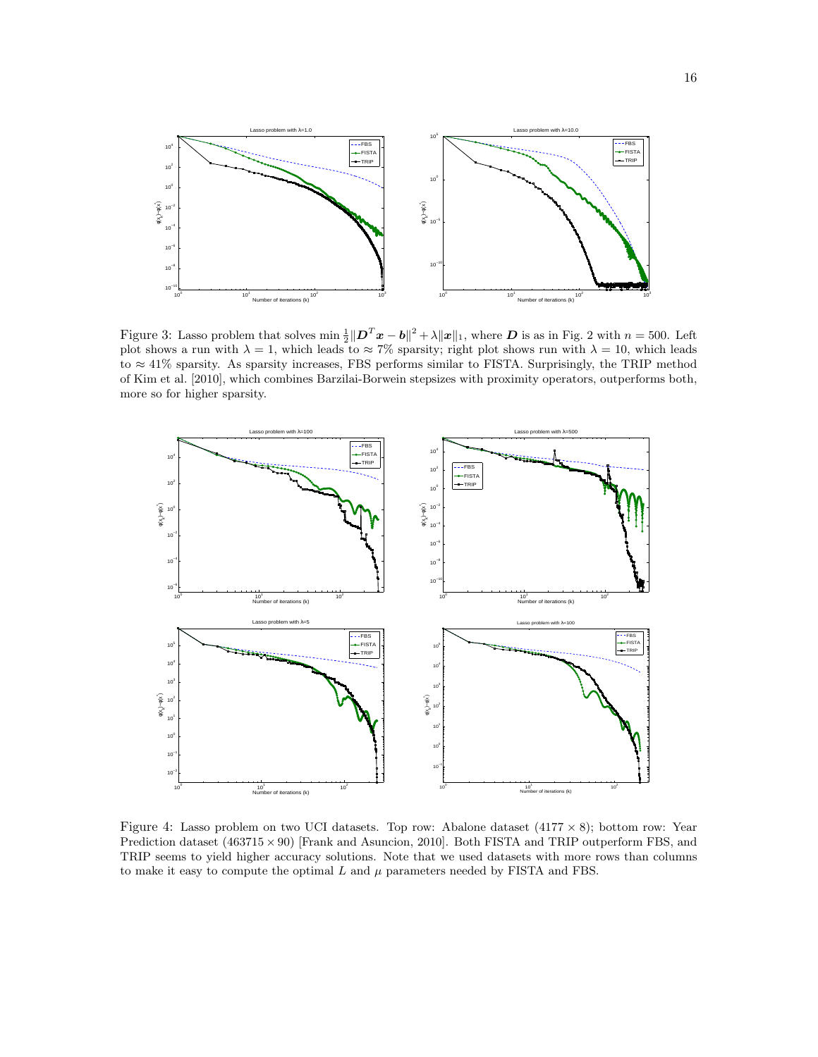Figure 3: Lasso problem that solves $\min \frac{1}{2}\|\boldsymbol{D}^T\boldsymbol{x} - \boldsymbol{b}\|^2 + \lambda\|\boldsymbol{x}\|_1$, where $\boldsymbol{D}$ is as in Fig. 2 with $n = 500$. Left plot shows a run with $\lambda = 1$, which leads to $\approx 7\%$ sparsity; right plot shows run with $\lambda = 10$, which leads to $\approx 41\%$ sparsity. As sparsity increases, FBS performs similar to FISTA. Surprisingly, the TRIP method of Kim et al. [2010], which combines Barzilai-Borwein stepsizes with proximity operators, outperforms both, more so for higher sparsity.

Figure 4: Lasso problem on two UCI datasets. Top row: Abalone dataset ($4177 \times 8$); bottom row: Year Prediction dataset ($463715 \times 90$) [Frank and Asuncion, 2010]. Both FISTA and TRIP outperform FBS, and TRIP seems to yield higher accuracy solutions. Note that we used datasets with more rows than columns to make it easy to compute the optimal $L$ and $\mu$ parameters needed by FISTA and FBS.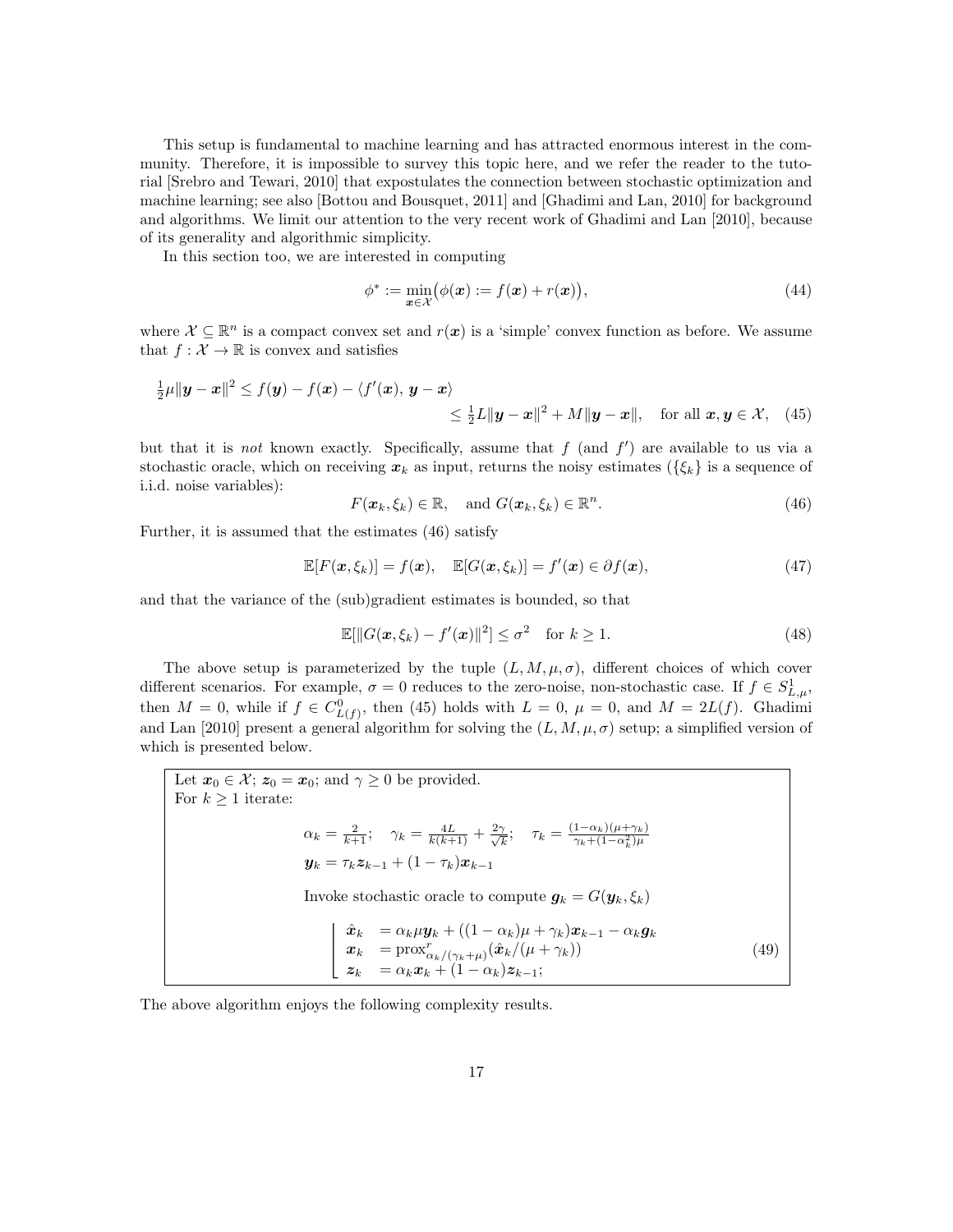This setup is fundamental to machine learning and has attracted enormous interest in the community. Therefore, it is impossible to survey this topic here, and we refer the reader to the tutorial [Srebro and Tewari, 2010] that expostulates the connection between stochastic optimization and machine learning; see also [Bottou and Bousquet, 2011] and [Ghadimi and Lan, 2010] for background and algorithms. We limit our attention to the very recent work of Ghadimi and Lan [2010], because of its generality and algorithmic simplicity.

In this section too, we are interested in computing

$$\phi^* := \min_{\boldsymbol{x}\in\mathcal{X}}\bigl(\phi(\boldsymbol{x}) := f(\boldsymbol{x}) + r(\boldsymbol{x})\bigr), \tag{44}$$

where $\mathcal{X} \subseteq \mathbb{R}^n$ is a compact convex set and $r(\boldsymbol{x})$ is a 'simple' convex function as before. We assume that $f : \mathcal{X} \to \mathbb{R}$ is convex and satisfies

$$\tfrac{1}{2}\mu\|\boldsymbol{y}-\boldsymbol{x}\|^2 \le f(\boldsymbol{y}) - f(\boldsymbol{x}) - \langle f'(\boldsymbol{x}),\, \boldsymbol{y}-\boldsymbol{x}\rangle \le \tfrac{1}{2}L\|\boldsymbol{y}-\boldsymbol{x}\|^2 + M\|\boldsymbol{y}-\boldsymbol{x}\|, \quad \text{for all } \boldsymbol{x},\boldsymbol{y}\in\mathcal{X}, \tag{45}$$

but that it is *not* known exactly. Specifically, assume that $f$ (and $f'$) are available to us via a stochastic oracle, which on receiving $\boldsymbol{x}_k$ as input, returns the noisy estimates ($\{\xi_k\}$ is a sequence of i.i.d. noise variables):

$$F(\boldsymbol{x}_k,\xi_k) \in \mathbb{R}, \quad \text{and } G(\boldsymbol{x}_k,\xi_k) \in \mathbb{R}^n. \tag{46}$$

Further, it is assumed that the estimates (46) satisfy

$$\mathbb{E}[F(\boldsymbol{x},\xi_k)] = f(\boldsymbol{x}), \quad \mathbb{E}[G(\boldsymbol{x},\xi_k)] = f'(\boldsymbol{x}) \in \partial f(\boldsymbol{x}), \tag{47}$$

and that the variance of the (sub)gradient estimates is bounded, so that

$$\mathbb{E}[\|G(\boldsymbol{x},\xi_k) - f'(\boldsymbol{x})\|^2] \le \sigma^2 \quad \text{for } k \ge 1. \tag{48}$$

The above setup is parameterized by the tuple $(L, M, \mu, \sigma)$, different choices of which cover different scenarios. For example, $\sigma = 0$ reduces to the zero-noise, non-stochastic case. If $f \in S^1_{L,\mu}$, then $M = 0$, while if $f \in C^0_{L(f)}$, then (45) holds with $L = 0$, $\mu = 0$, and $M = 2L(f)$. Ghadimi and Lan [2010] present a general algorithm for solving the $(L, M, \mu, \sigma)$ setup; a simplified version of which is presented below.

Let $\boldsymbol{x}_0 \in \mathcal{X}$; $\boldsymbol{z}_0 = \boldsymbol{x}_0$; and $\gamma \ge 0$ be provided.
For $k \ge 1$ iterate:

$$\alpha_k = \frac{2}{k+1}; \quad \gamma_k = \frac{4L}{k(k+1)} + \frac{2\gamma}{\sqrt{k}}; \quad \tau_k = \frac{(1-\alpha_k)(\mu+\gamma_k)}{\gamma_k + (1-\alpha_k^2)\mu}$$

$$\boldsymbol{y}_k = \tau_k \boldsymbol{z}_{k-1} + (1-\tau_k)\boldsymbol{x}_{k-1}$$

Invoke stochastic oracle to compute $\boldsymbol{g}_k = G(\boldsymbol{y}_k, \xi_k)$

$$\left|\begin{array}{ll} \hat{\boldsymbol{x}}_k & = \alpha_k\mu\boldsymbol{y}_k + ((1-\alpha_k)\mu + \gamma_k)\boldsymbol{x}_{k-1} - \alpha_k\boldsymbol{g}_k \\ \boldsymbol{x}_k & = \operatorname{prox}^r_{\alpha_k/(\gamma_k+\mu)}(\hat{\boldsymbol{x}}_k/(\mu+\gamma_k)) \\ \boldsymbol{z}_k & = \alpha_k\boldsymbol{x}_k + (1-\alpha_k)\boldsymbol{z}_{k-1}; \end{array}\right. \tag{49}$$

The above algorithm enjoys the following complexity results.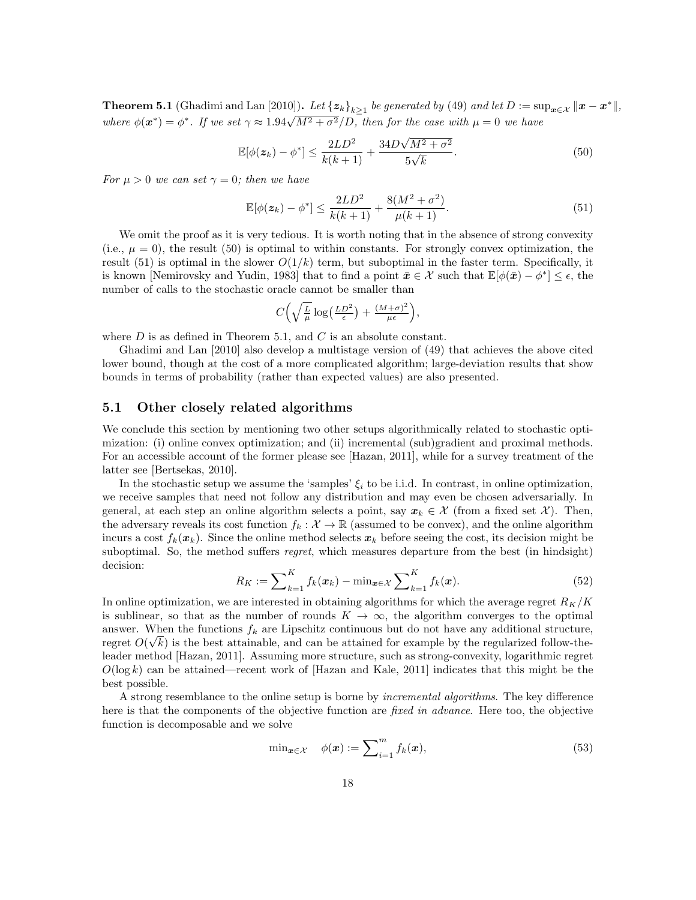**Theorem 5.1** (Ghadimi and Lan [2010]). *Let $\{\boldsymbol{z}_k\}_{k\geq 1}$ be generated by (49) and let $D := \sup_{\boldsymbol{x}\in\mathcal{X}} \|\boldsymbol{x} - \boldsymbol{x}^*\|$, where $\phi(\boldsymbol{x}^*) = \phi^*$. If we set $\gamma \approx 1.94\sqrt{M^2+\sigma^2}/D$, then for the case with $\mu = 0$ we have*

$$\mathbb{E}[\phi(\boldsymbol{z}_k) - \phi^*] \leq \frac{2LD^2}{k(k+1)} + \frac{34D\sqrt{M^2+\sigma^2}}{5\sqrt{k}}. \tag{50}$$

*For $\mu > 0$ we can set $\gamma = 0$; then we have*

$$\mathbb{E}[\phi(\boldsymbol{z}_k) - \phi^*] \leq \frac{2LD^2}{k(k+1)} + \frac{8(M^2+\sigma^2)}{\mu(k+1)}. \tag{51}$$

We omit the proof as it is very tedious. It is worth noting that in the absence of strong convexity (i.e., $\mu = 0$), the result (50) is optimal to within constants. For strongly convex optimization, the result (51) is optimal in the slower $O(1/k)$ term, but suboptimal in the faster term. Specifically, it is known [Nemirovsky and Yudin, 1983] that to find a point $\bar{\boldsymbol{x}} \in \mathcal{X}$ such that $\mathbb{E}[\phi(\bar{\boldsymbol{x}}) - \phi^*] \leq \epsilon$, the number of calls to the stochastic oracle cannot be smaller than

$$C\Big(\sqrt{\tfrac{L}{\mu}}\log\big(\tfrac{LD^2}{\epsilon}\big) + \tfrac{(M+\sigma)^2}{\mu\epsilon}\Big),$$

where $D$ is as defined in Theorem 5.1, and $C$ is an absolute constant.

Ghadimi and Lan [2010] also develop a multistage version of (49) that achieves the above cited lower bound, though at the cost of a more complicated algorithm; large-deviation results that show bounds in terms of probability (rather than expected values) are also presented.

## 5.1 Other closely related algorithms

We conclude this section by mentioning two other setups algorithmically related to stochastic optimization: (i) online convex optimization; and (ii) incremental (sub)gradient and proximal methods. For an accessible account of the former please see [Hazan, 2011], while for a survey treatment of the latter see [Bertsekas, 2010].

In the stochastic setup we assume the 'samples' $\xi_i$ to be i.i.d. In contrast, in online optimization, we receive samples that need not follow any distribution and may even be chosen adversarially. In general, at each step an online algorithm selects a point, say $\boldsymbol{x}_k \in \mathcal{X}$ (from a fixed set $\mathcal{X}$). Then, the adversary reveals its cost function $f_k : \mathcal{X} \to \mathbb{R}$ (assumed to be convex), and the online algorithm incurs a cost $f_k(\boldsymbol{x}_k)$. Since the online method selects $\boldsymbol{x}_k$ before seeing the cost, its decision might be suboptimal. So, the method suffers *regret*, which measures departure from the best (in hindsight) decision:

$$R_K := \sum\nolimits_{k=1}^{K} f_k(\boldsymbol{x}_k) - \min\nolimits_{\boldsymbol{x}\in\mathcal{X}} \sum\nolimits_{k=1}^{K} f_k(\boldsymbol{x}). \tag{52}$$

In online optimization, we are interested in obtaining algorithms for which the average regret $R_K/K$ is sublinear, so that as the number of rounds $K \to \infty$, the algorithm converges to the optimal answer. When the functions $f_k$ are Lipschitz continuous but do not have any additional structure, regret $O(\sqrt{k})$ is the best attainable, and can be attained for example by the regularized follow-the-leader method [Hazan, 2011]. Assuming more structure, such as strong-convexity, logarithmic regret $O(\log k)$ can be attained—recent work of [Hazan and Kale, 2011] indicates that this might be the best possible.

A strong resemblance to the online setup is borne by *incremental algorithms*. The key difference here is that the components of the objective function are *fixed in advance*. Here too, the objective function is decomposable and we solve

$$\min\nolimits_{\boldsymbol{x}\in\mathcal{X}} \quad \phi(\boldsymbol{x}) := \sum\nolimits_{i=1}^{m} f_k(\boldsymbol{x}), \tag{53}$$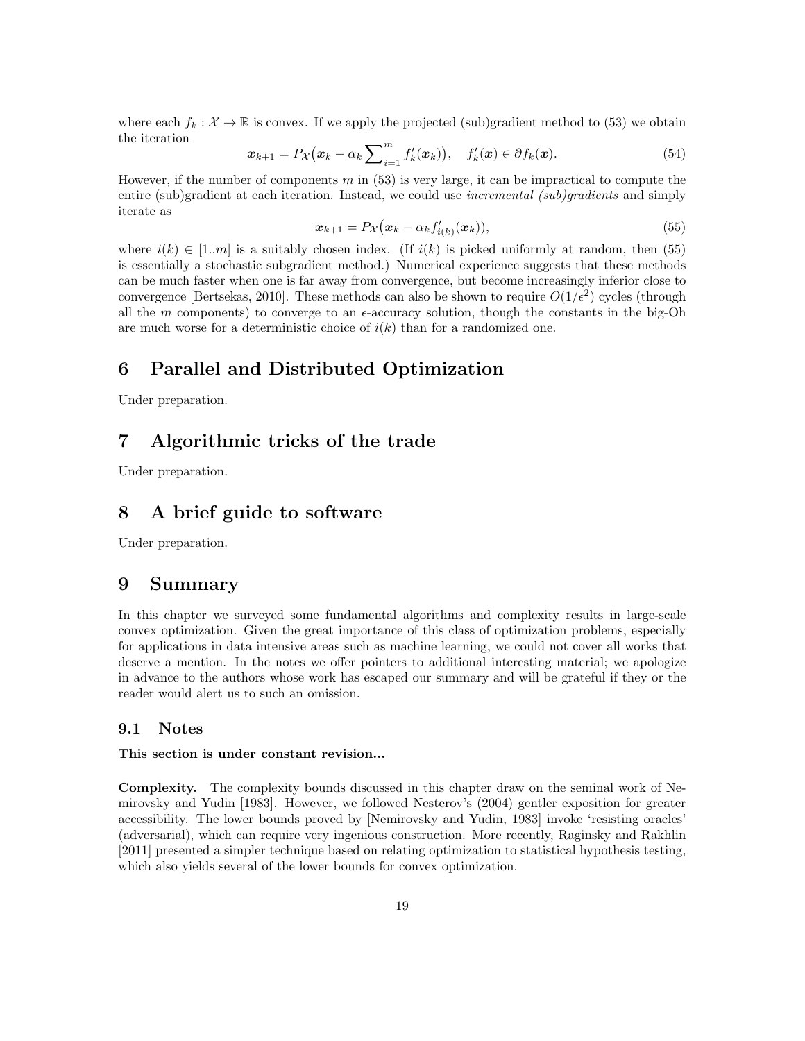where each $f_k : \mathcal{X} \to \mathbb{R}$ is convex. If we apply the projected (sub)gradient method to (53) we obtain the iteration

$$\boldsymbol{x}_{k+1} = P_{\mathcal{X}}\big(\boldsymbol{x}_k - \alpha_k \sum\nolimits_{i=1}^{m} f'_k(\boldsymbol{x}_k)\big), \quad f'_k(\boldsymbol{x}) \in \partial f_k(\boldsymbol{x}). \tag{54}$$

However, if the number of components $m$ in (53) is very large, it can be impractical to compute the entire (sub)gradient at each iteration. Instead, we could use *incremental (sub)gradients* and simply iterate as

$$\boldsymbol{x}_{k+1} = P_{\mathcal{X}}\big(\boldsymbol{x}_k - \alpha_k f'_{i(k)}(\boldsymbol{x}_k)\big), \tag{55}$$

where $i(k) \in [1..m]$ is a suitably chosen index. (If $i(k)$ is picked uniformly at random, then (55) is essentially a stochastic subgradient method.) Numerical experience suggests that these methods can be much faster when one is far away from convergence, but become increasingly inferior close to convergence [Bertsekas, 2010]. These methods can also be shown to require $O(1/\epsilon^2)$ cycles (through all the $m$ components) to converge to an $\epsilon$-accuracy solution, though the constants in the big-Oh are much worse for a deterministic choice of $i(k)$ than for a randomized one.

# 6 Parallel and Distributed Optimization

Under preparation.

# 7 Algorithmic tricks of the trade

Under preparation.

# 8 A brief guide to software

Under preparation.

# 9 Summary

In this chapter we surveyed some fundamental algorithms and complexity results in large-scale convex optimization. Given the great importance of this class of optimization problems, especially for applications in data intensive areas such as machine learning, we could not cover all works that deserve a mention. In the notes we offer pointers to additional interesting material; we apologize in advance to the authors whose work has escaped our summary and will be grateful if they or the reader would alert us to such an omission.

## 9.1 Notes

**This section is under constant revision...**

**Complexity.** The complexity bounds discussed in this chapter draw on the seminal work of Nemirovsky and Yudin [1983]. However, we followed Nesterov's (2004) gentler exposition for greater accessibility. The lower bounds proved by [Nemirovsky and Yudin, 1983] invoke 'resisting oracles' (adversarial), which can require very ingenious construction. More recently, Raginsky and Rakhlin [2011] presented a simpler technique based on relating optimization to statistical hypothesis testing, which also yields several of the lower bounds for convex optimization.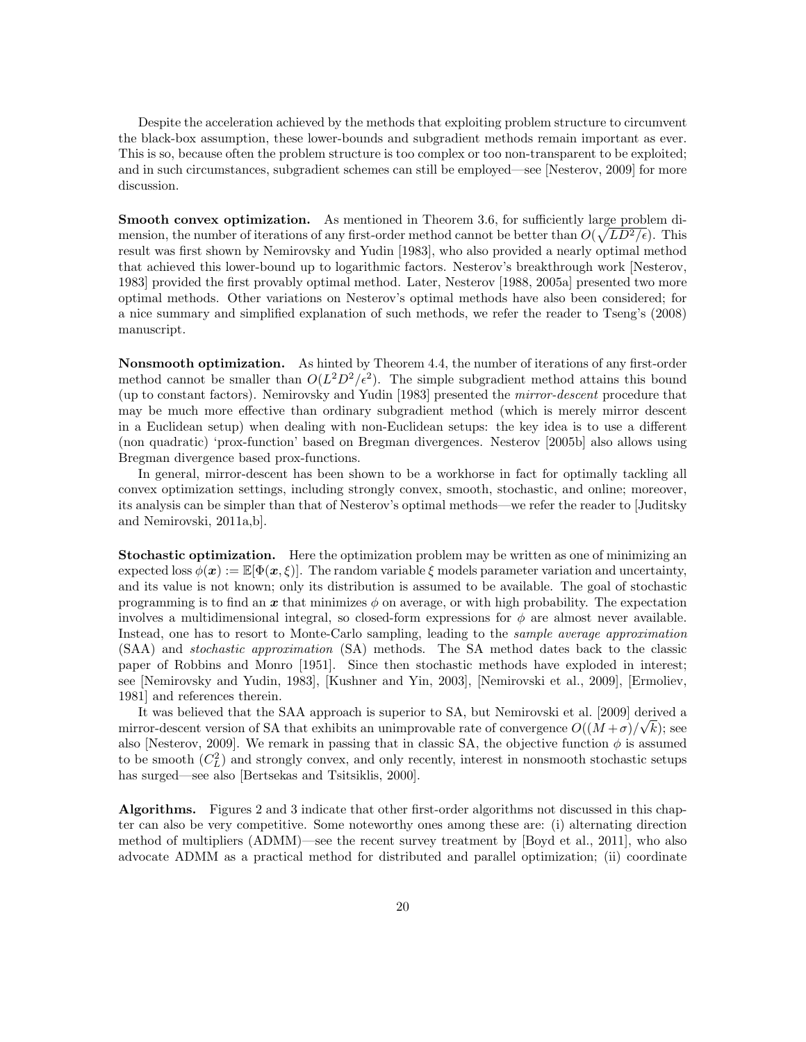Despite the acceleration achieved by the methods that exploiting problem structure to circumvent the black-box assumption, these lower-bounds and subgradient methods remain important as ever. This is so, because often the problem structure is too complex or too non-transparent to be exploited; and in such circumstances, subgradient schemes can still be employed—see [Nesterov, 2009] for more discussion.

**Smooth convex optimization.** As mentioned in Theorem 3.6, for sufficiently large problem dimension, the number of iterations of any first-order method cannot be better than $O(\sqrt{LD^2/\epsilon})$. This result was first shown by Nemirovsky and Yudin [1983], who also provided a nearly optimal method that achieved this lower-bound up to logarithmic factors. Nesterov's breakthrough work [Nesterov, 1983] provided the first provably optimal method. Later, Nesterov [1988, 2005a] presented two more optimal methods. Other variations on Nesterov's optimal methods have also been considered; for a nice summary and simplified explanation of such methods, we refer the reader to Tseng's (2008) manuscript.

**Nonsmooth optimization.** As hinted by Theorem 4.4, the number of iterations of any first-order method cannot be smaller than $O(L^2D^2/\epsilon^2)$. The simple subgradient method attains this bound (up to constant factors). Nemirovsky and Yudin [1983] presented the *mirror-descent* procedure that may be much more effective than ordinary subgradient method (which is merely mirror descent in a Euclidean setup) when dealing with non-Euclidean setups: the key idea is to use a different (non quadratic) 'prox-function' based on Bregman divergences. Nesterov [2005b] also allows using Bregman divergence based prox-functions.

In general, mirror-descent has been shown to be a workhorse in fact for optimally tackling all convex optimization settings, including strongly convex, smooth, stochastic, and online; moreover, its analysis can be simpler than that of Nesterov's optimal methods—we refer the reader to [Juditsky and Nemirovski, 2011a,b].

**Stochastic optimization.** Here the optimization problem may be written as one of minimizing an expected loss $\phi(\boldsymbol{x}) := \mathbb{E}[\Phi(\boldsymbol{x}, \xi)]$. The random variable $\xi$ models parameter variation and uncertainty, and its value is not known; only its distribution is assumed to be available. The goal of stochastic programming is to find an $\boldsymbol{x}$ that minimizes $\phi$ on average, or with high probability. The expectation involves a multidimensional integral, so closed-form expressions for $\phi$ are almost never available. Instead, one has to resort to Monte-Carlo sampling, leading to the *sample average approximation* (SAA) and *stochastic approximation* (SA) methods. The SA method dates back to the classic paper of Robbins and Monro [1951]. Since then stochastic methods have exploded in interest; see [Nemirovsky and Yudin, 1983], [Kushner and Yin, 2003], [Nemirovski et al., 2009], [Ermoliev, 1981] and references therein.

It was believed that the SAA approach is superior to SA, but Nemirovski et al. [2009] derived a mirror-descent version of SA that exhibits an unimprovable rate of convergence $O((M+\sigma)/\sqrt{k})$; see also [Nesterov, 2009]. We remark in passing that in classic SA, the objective function $\phi$ is assumed to be smooth ($C_L^2$) and strongly convex, and only recently, interest in nonsmooth stochastic setups has surged—see also [Bertsekas and Tsitsiklis, 2000].

**Algorithms.** Figures 2 and 3 indicate that other first-order algorithms not discussed in this chapter can also be very competitive. Some noteworthy ones among these are: (i) alternating direction method of multipliers (ADMM)—see the recent survey treatment by [Boyd et al., 2011], who also advocate ADMM as a practical method for distributed and parallel optimization; (ii) coordinate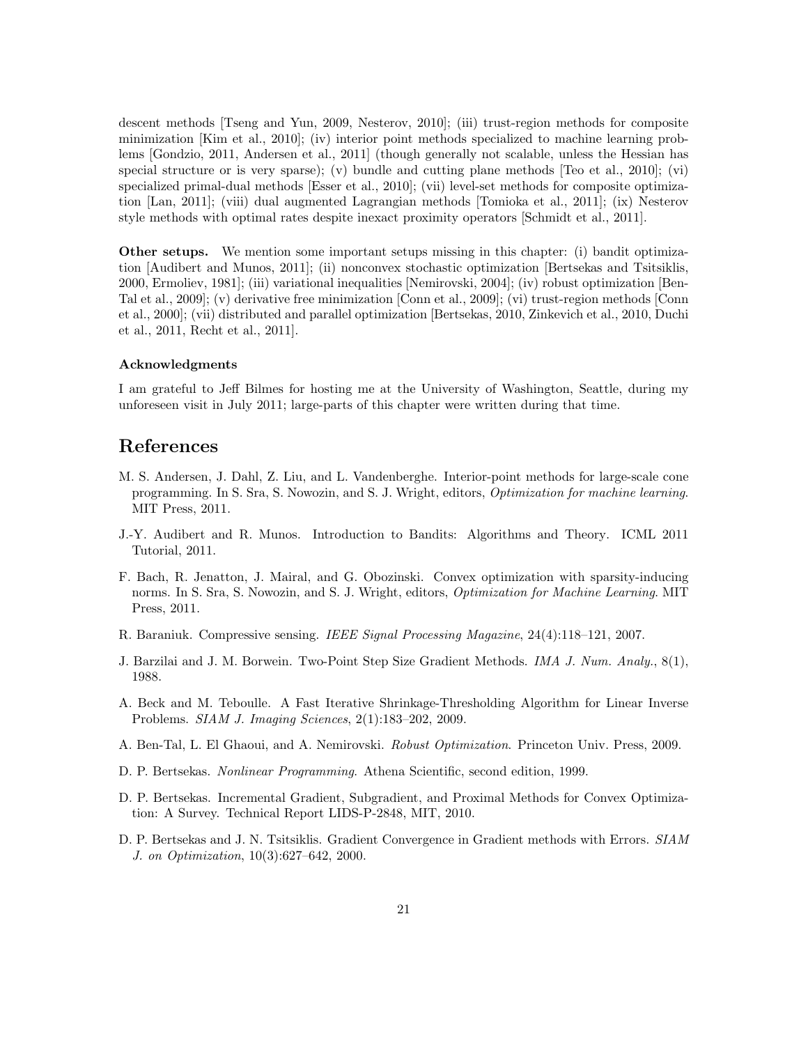descent methods [Tseng and Yun, 2009, Nesterov, 2010]; (iii) trust-region methods for composite minimization [Kim et al., 2010]; (iv) interior point methods specialized to machine learning problems [Gondzio, 2011, Andersen et al., 2011] (though generally not scalable, unless the Hessian has special structure or is very sparse); (v) bundle and cutting plane methods [Teo et al., 2010]; (vi) specialized primal-dual methods [Esser et al., 2010]; (vii) level-set methods for composite optimization [Lan, 2011]; (viii) dual augmented Lagrangian methods [Tomioka et al., 2011]; (ix) Nesterov style methods with optimal rates despite inexact proximity operators [Schmidt et al., 2011].

**Other setups.** We mention some important setups missing in this chapter: (i) bandit optimization [Audibert and Munos, 2011]; (ii) nonconvex stochastic optimization [Bertsekas and Tsitsiklis, 2000, Ermoliev, 1981]; (iii) variational inequalities [Nemirovski, 2004]; (iv) robust optimization [Ben-Tal et al., 2009]; (v) derivative free minimization [Conn et al., 2009]; (vi) trust-region methods [Conn et al., 2000]; (vii) distributed and parallel optimization [Bertsekas, 2010, Zinkevich et al., 2010, Duchi et al., 2011, Recht et al., 2011].

#### Acknowledgments

I am grateful to Jeff Bilmes for hosting me at the University of Washington, Seattle, during my unforeseen visit in July 2011; large-parts of this chapter were written during that time.

## References

M. S. Andersen, J. Dahl, Z. Liu, and L. Vandenberghe. Interior-point methods for large-scale cone programming. In S. Sra, S. Nowozin, and S. J. Wright, editors, *Optimization for machine learning*. MIT Press, 2011.

J.-Y. Audibert and R. Munos. Introduction to Bandits: Algorithms and Theory. ICML 2011 Tutorial, 2011.

F. Bach, R. Jenatton, J. Mairal, and G. Obozinski. Convex optimization with sparsity-inducing norms. In S. Sra, S. Nowozin, and S. J. Wright, editors, *Optimization for Machine Learning*. MIT Press, 2011.

R. Baraniuk. Compressive sensing. *IEEE Signal Processing Magazine*, 24(4):118–121, 2007.

J. Barzilai and J. M. Borwein. Two-Point Step Size Gradient Methods. *IMA J. Num. Analy.*, 8(1), 1988.

A. Beck and M. Teboulle. A Fast Iterative Shrinkage-Thresholding Algorithm for Linear Inverse Problems. *SIAM J. Imaging Sciences*, 2(1):183–202, 2009.

A. Ben-Tal, L. El Ghaoui, and A. Nemirovski. *Robust Optimization*. Princeton Univ. Press, 2009.

D. P. Bertsekas. *Nonlinear Programming*. Athena Scientific, second edition, 1999.

D. P. Bertsekas. Incremental Gradient, Subgradient, and Proximal Methods for Convex Optimization: A Survey. Technical Report LIDS-P-2848, MIT, 2010.

D. P. Bertsekas and J. N. Tsitsiklis. Gradient Convergence in Gradient methods with Errors. *SIAM J. on Optimization*, 10(3):627–642, 2000.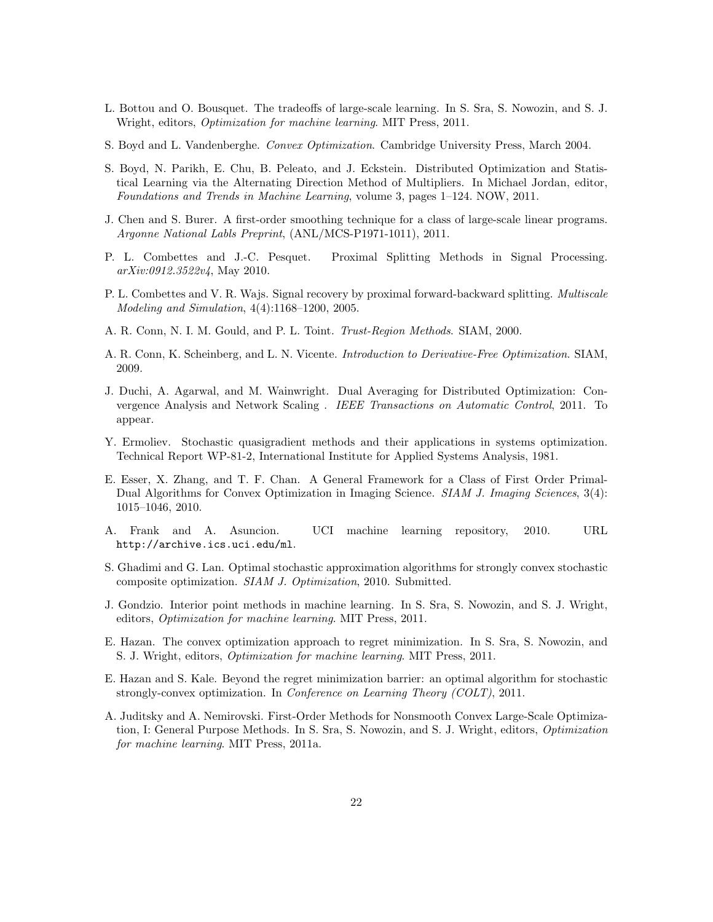L. Bottou and O. Bousquet. The tradeoffs of large-scale learning. In S. Sra, S. Nowozin, and S. J. Wright, editors, *Optimization for machine learning*. MIT Press, 2011.

S. Boyd and L. Vandenberghe. *Convex Optimization*. Cambridge University Press, March 2004.

S. Boyd, N. Parikh, E. Chu, B. Peleato, and J. Eckstein. Distributed Optimization and Statistical Learning via the Alternating Direction Method of Multipliers. In Michael Jordan, editor, *Foundations and Trends in Machine Learning*, volume 3, pages 1–124. NOW, 2011.

J. Chen and S. Burer. A first-order smoothing technique for a class of large-scale linear programs. *Argonne National Labls Preprint*, (ANL/MCS-P1971-1011), 2011.

P. L. Combettes and J.-C. Pesquet. Proximal Splitting Methods in Signal Processing. *arXiv:0912.3522v4*, May 2010.

P. L. Combettes and V. R. Wajs. Signal recovery by proximal forward-backward splitting. *Multiscale Modeling and Simulation*, 4(4):1168–1200, 2005.

A. R. Conn, N. I. M. Gould, and P. L. Toint. *Trust-Region Methods*. SIAM, 2000.

A. R. Conn, K. Scheinberg, and L. N. Vicente. *Introduction to Derivative-Free Optimization*. SIAM, 2009.

J. Duchi, A. Agarwal, and M. Wainwright. Dual Averaging for Distributed Optimization: Convergence Analysis and Network Scaling . *IEEE Transactions on Automatic Control*, 2011. To appear.

Y. Ermoliev. Stochastic quasigradient methods and their applications in systems optimization. Technical Report WP-81-2, International Institute for Applied Systems Analysis, 1981.

E. Esser, X. Zhang, and T. F. Chan. A General Framework for a Class of First Order Primal-Dual Algorithms for Convex Optimization in Imaging Science. *SIAM J. Imaging Sciences*, 3(4): 1015–1046, 2010.

A. Frank and A. Asuncion. UCI machine learning repository, 2010. URL http://archive.ics.uci.edu/ml.

S. Ghadimi and G. Lan. Optimal stochastic approximation algorithms for strongly convex stochastic composite optimization. *SIAM J. Optimization*, 2010. Submitted.

J. Gondzio. Interior point methods in machine learning. In S. Sra, S. Nowozin, and S. J. Wright, editors, *Optimization for machine learning*. MIT Press, 2011.

E. Hazan. The convex optimization approach to regret minimization. In S. Sra, S. Nowozin, and S. J. Wright, editors, *Optimization for machine learning*. MIT Press, 2011.

E. Hazan and S. Kale. Beyond the regret minimization barrier: an optimal algorithm for stochastic strongly-convex optimization. In *Conference on Learning Theory (COLT)*, 2011.

A. Juditsky and A. Nemirovski. First-Order Methods for Nonsmooth Convex Large-Scale Optimization, I: General Purpose Methods. In S. Sra, S. Nowozin, and S. J. Wright, editors, *Optimization for machine learning*. MIT Press, 2011a.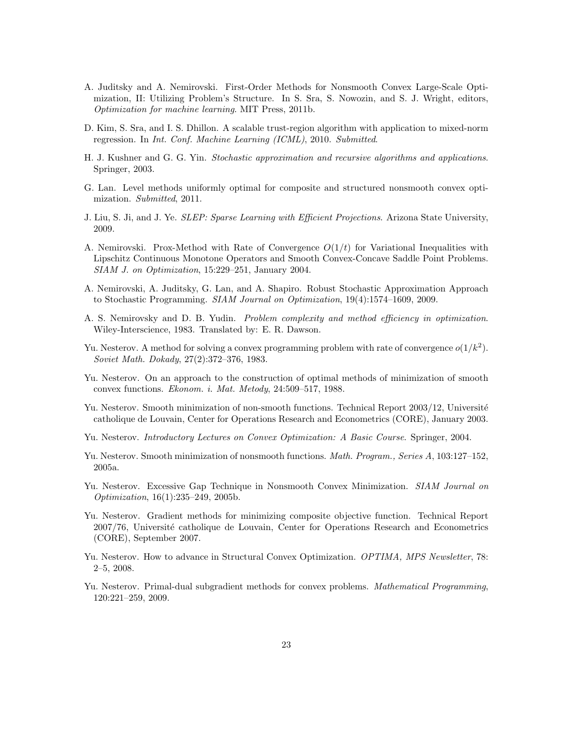A. Juditsky and A. Nemirovski. First-Order Methods for Nonsmooth Convex Large-Scale Optimization, II: Utilizing Problem's Structure. In S. Sra, S. Nowozin, and S. J. Wright, editors, *Optimization for machine learning*. MIT Press, 2011b.

D. Kim, S. Sra, and I. S. Dhillon. A scalable trust-region algorithm with application to mixed-norm regression. In *Int. Conf. Machine Learning (ICML)*, 2010. *Submitted*.

H. J. Kushner and G. G. Yin. *Stochastic approximation and recursive algorithms and applications*. Springer, 2003.

G. Lan. Level methods uniformly optimal for composite and structured nonsmooth convex optimization. *Submitted*, 2011.

J. Liu, S. Ji, and J. Ye. *SLEP: Sparse Learning with Efficient Projections*. Arizona State University, 2009.

A. Nemirovski. Prox-Method with Rate of Convergence $O(1/t)$ for Variational Inequalities with Lipschitz Continuous Monotone Operators and Smooth Convex-Concave Saddle Point Problems. *SIAM J. on Optimization*, 15:229–251, January 2004.

A. Nemirovski, A. Juditsky, G. Lan, and A. Shapiro. Robust Stochastic Approximation Approach to Stochastic Programming. *SIAM Journal on Optimization*, 19(4):1574–1609, 2009.

A. S. Nemirovsky and D. B. Yudin. *Problem complexity and method efficiency in optimization*. Wiley-Interscience, 1983. Translated by: E. R. Dawson.

Yu. Nesterov. A method for solving a convex programming problem with rate of convergence $o(1/k^2)$. *Soviet Math. Dokady*, 27(2):372–376, 1983.

Yu. Nesterov. On an approach to the construction of optimal methods of minimization of smooth convex functions. *Ekonom. i. Mat. Metody*, 24:509–517, 1988.

Yu. Nesterov. Smooth minimization of non-smooth functions. Technical Report 2003/12, Université catholique de Louvain, Center for Operations Research and Econometrics (CORE), January 2003.

Yu. Nesterov. *Introductory Lectures on Convex Optimization: A Basic Course*. Springer, 2004.

Yu. Nesterov. Smooth minimization of nonsmooth functions. *Math. Program., Series A*, 103:127–152, 2005a.

Yu. Nesterov. Excessive Gap Technique in Nonsmooth Convex Minimization. *SIAM Journal on Optimization*, 16(1):235–249, 2005b.

Yu. Nesterov. Gradient methods for minimizing composite objective function. Technical Report 2007/76, Université catholique de Louvain, Center for Operations Research and Econometrics (CORE), September 2007.

Yu. Nesterov. How to advance in Structural Convex Optimization. *OPTIMA, MPS Newsletter*, 78: 2–5, 2008.

Yu. Nesterov. Primal-dual subgradient methods for convex problems. *Mathematical Programming*, 120:221–259, 2009.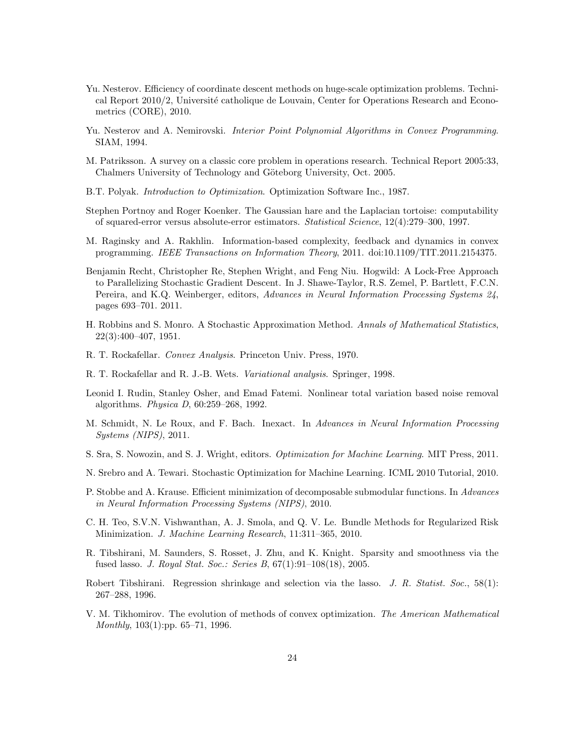Yu. Nesterov. Efficiency of coordinate descent methods on huge-scale optimization problems. Technical Report 2010/2, Université catholique de Louvain, Center for Operations Research and Econometrics (CORE), 2010.

Yu. Nesterov and A. Nemirovski. *Interior Point Polynomial Algorithms in Convex Programming*. SIAM, 1994.

M. Patriksson. A survey on a classic core problem in operations research. Technical Report 2005:33, Chalmers University of Technology and Göteborg University, Oct. 2005.

B.T. Polyak. *Introduction to Optimization*. Optimization Software Inc., 1987.

Stephen Portnoy and Roger Koenker. The Gaussian hare and the Laplacian tortoise: computability of squared-error versus absolute-error estimators. *Statistical Science*, 12(4):279–300, 1997.

M. Raginsky and A. Rakhlin. Information-based complexity, feedback and dynamics in convex programming. *IEEE Transactions on Information Theory*, 2011. doi:10.1109/TIT.2011.2154375.

Benjamin Recht, Christopher Re, Stephen Wright, and Feng Niu. Hogwild: A Lock-Free Approach to Parallelizing Stochastic Gradient Descent. In J. Shawe-Taylor, R.S. Zemel, P. Bartlett, F.C.N. Pereira, and K.Q. Weinberger, editors, *Advances in Neural Information Processing Systems 24*, pages 693–701. 2011.

H. Robbins and S. Monro. A Stochastic Approximation Method. *Annals of Mathematical Statistics*, 22(3):400–407, 1951.

R. T. Rockafellar. *Convex Analysis*. Princeton Univ. Press, 1970.

R. T. Rockafellar and R. J.-B. Wets. *Variational analysis*. Springer, 1998.

Leonid I. Rudin, Stanley Osher, and Emad Fatemi. Nonlinear total variation based noise removal algorithms. *Physica D*, 60:259–268, 1992.

M. Schmidt, N. Le Roux, and F. Bach. Inexact. In *Advances in Neural Information Processing Systems (NIPS)*, 2011.

S. Sra, S. Nowozin, and S. J. Wright, editors. *Optimization for Machine Learning*. MIT Press, 2011.

N. Srebro and A. Tewari. Stochastic Optimization for Machine Learning. ICML 2010 Tutorial, 2010.

P. Stobbe and A. Krause. Efficient minimization of decomposable submodular functions. In *Advances in Neural Information Processing Systems (NIPS)*, 2010.

C. H. Teo, S.V.N. Vishwanthan, A. J. Smola, and Q. V. Le. Bundle Methods for Regularized Risk Minimization. *J. Machine Learning Research*, 11:311–365, 2010.

R. Tibshirani, M. Saunders, S. Rosset, J. Zhu, and K. Knight. Sparsity and smoothness via the fused lasso. *J. Royal Stat. Soc.: Series B*, 67(1):91–108(18), 2005.

Robert Tibshirani. Regression shrinkage and selection via the lasso. *J. R. Statist. Soc.*, 58(1): 267–288, 1996.

V. M. Tikhomirov. The evolution of methods of convex optimization. *The American Mathematical Monthly*, 103(1):pp. 65–71, 1996.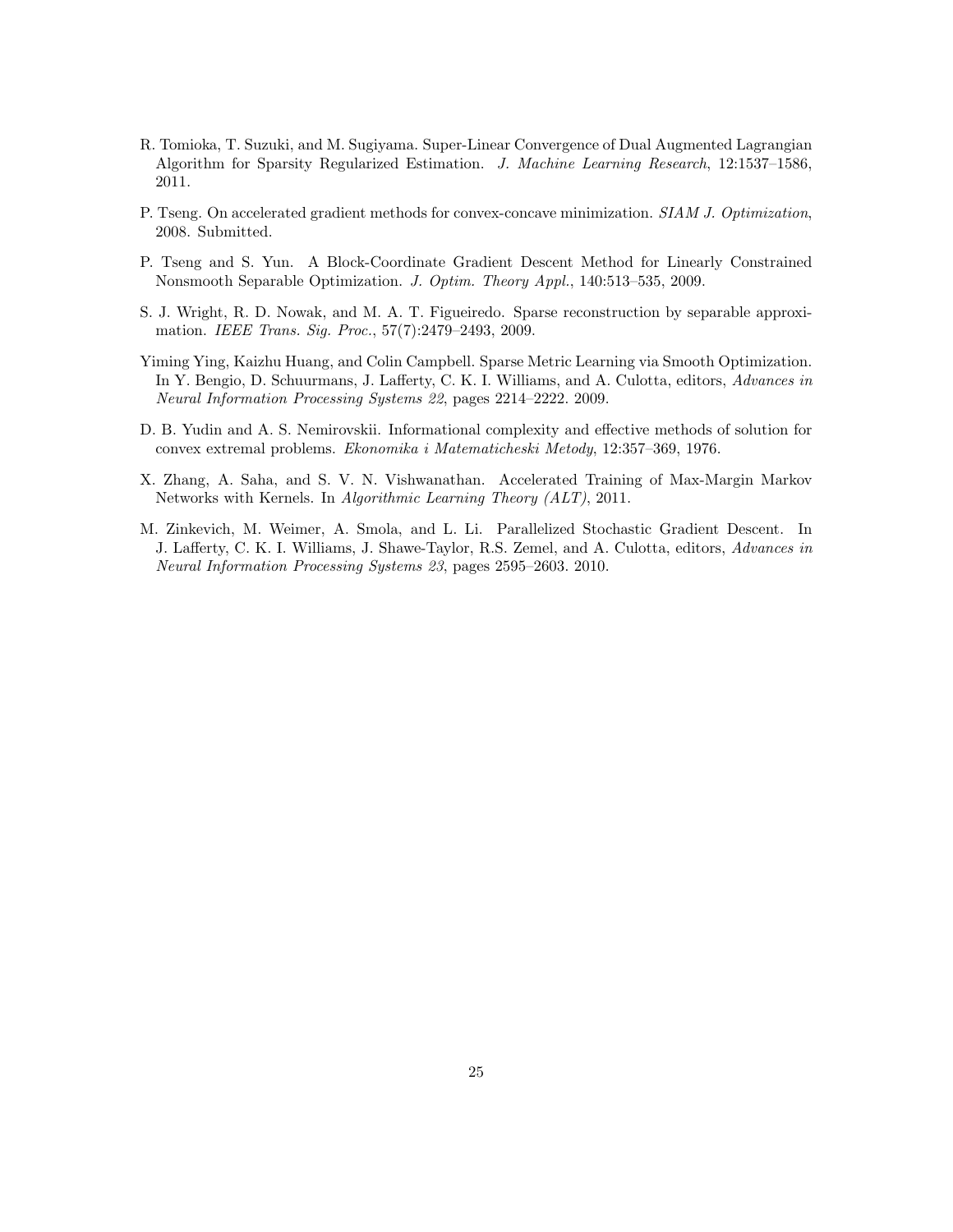R. Tomioka, T. Suzuki, and M. Sugiyama. Super-Linear Convergence of Dual Augmented Lagrangian Algorithm for Sparsity Regularized Estimation. *J. Machine Learning Research*, 12:1537–1586, 2011.

P. Tseng. On accelerated gradient methods for convex-concave minimization. *SIAM J. Optimization*, 2008. Submitted.

P. Tseng and S. Yun. A Block-Coordinate Gradient Descent Method for Linearly Constrained Nonsmooth Separable Optimization. *J. Optim. Theory Appl.*, 140:513–535, 2009.

S. J. Wright, R. D. Nowak, and M. A. T. Figueiredo. Sparse reconstruction by separable approximation. *IEEE Trans. Sig. Proc.*, 57(7):2479–2493, 2009.

Yiming Ying, Kaizhu Huang, and Colin Campbell. Sparse Metric Learning via Smooth Optimization. In Y. Bengio, D. Schuurmans, J. Lafferty, C. K. I. Williams, and A. Culotta, editors, *Advances in Neural Information Processing Systems 22*, pages 2214–2222. 2009.

D. B. Yudin and A. S. Nemirovskii. Informational complexity and effective methods of solution for convex extremal problems. *Ekonomika i Matematicheski Metody*, 12:357–369, 1976.

X. Zhang, A. Saha, and S. V. N. Vishwanathan. Accelerated Training of Max-Margin Markov Networks with Kernels. In *Algorithmic Learning Theory (ALT)*, 2011.

M. Zinkevich, M. Weimer, A. Smola, and L. Li. Parallelized Stochastic Gradient Descent. In J. Lafferty, C. K. I. Williams, J. Shawe-Taylor, R.S. Zemel, and A. Culotta, editors, *Advances in Neural Information Processing Systems 23*, pages 2595–2603. 2010.